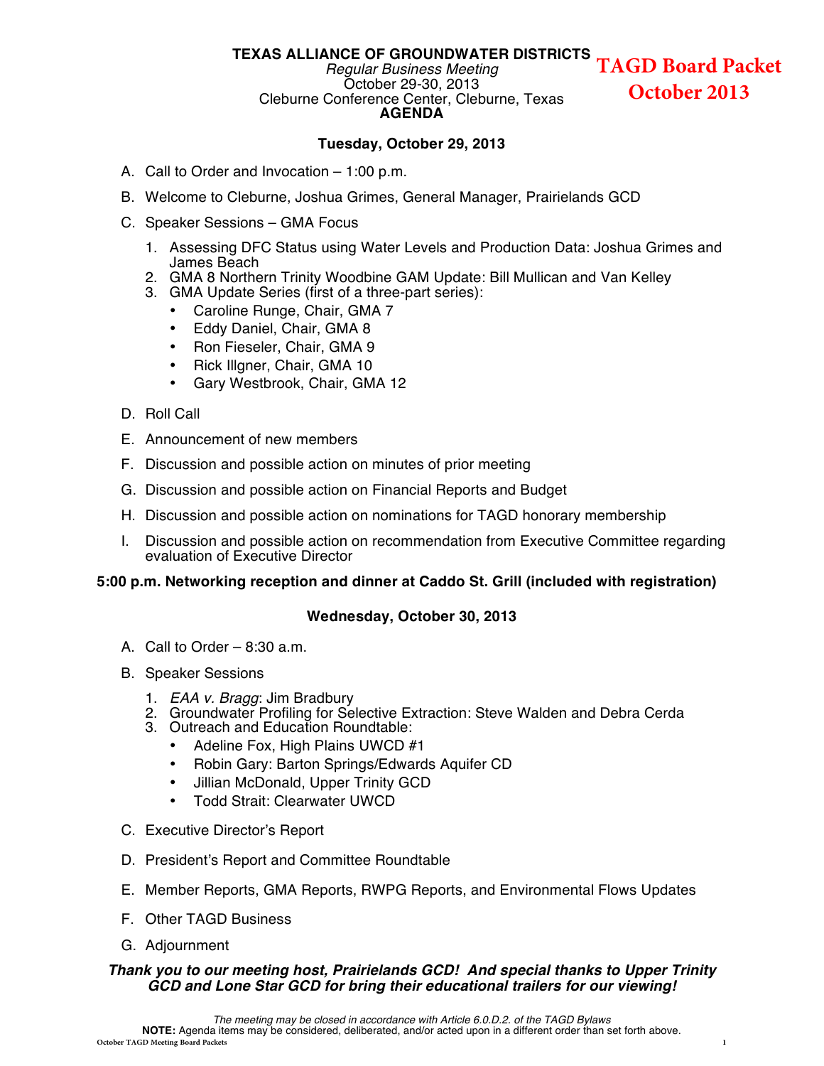**TEXAS ALLIANCE OF GROUNDWATER DISTRICTS**
*Regular Business Meeting*
October 29-30, 2013
Cleburne Conference Center, Cleburne, Texas
**AGENDA**

**TAGD Board Packet October 2013**

### Tuesday, October 29, 2013

A. Call to Order and Invocation – 1:00 p.m.

B. Welcome to Cleburne, Joshua Grimes, General Manager, Prairielands GCD

C. Speaker Sessions – GMA Focus

1. Assessing DFC Status using Water Levels and Production Data: Joshua Grimes and James Beach
2. GMA 8 Northern Trinity Woodbine GAM Update: Bill Mullican and Van Kelley
3. GMA Update Series (first of a three-part series):
   - Caroline Runge, Chair, GMA 7
   - Eddy Daniel, Chair, GMA 8
   - Ron Fieseler, Chair, GMA 9
   - Rick Illgner, Chair, GMA 10
   - Gary Westbrook, Chair, GMA 12

D. Roll Call

E. Announcement of new members

F. Discussion and possible action on minutes of prior meeting

G. Discussion and possible action on Financial Reports and Budget

H. Discussion and possible action on nominations for TAGD honorary membership

I. Discussion and possible action on recommendation from Executive Committee regarding evaluation of Executive Director

**5:00 p.m. Networking reception and dinner at Caddo St. Grill (included with registration)**

### Wednesday, October 30, 2013

A. Call to Order – 8:30 a.m.

B. Speaker Sessions

1. *EAA v. Bragg*: Jim Bradbury
2. Groundwater Profiling for Selective Extraction: Steve Walden and Debra Cerda
3. Outreach and Education Roundtable:
   - Adeline Fox, High Plains UWCD #1
   - Robin Gary: Barton Springs/Edwards Aquifer CD
   - Jillian McDonald, Upper Trinity GCD
   - Todd Strait: Clearwater UWCD

C. Executive Director's Report

D. President's Report and Committee Roundtable

E. Member Reports, GMA Reports, RWPG Reports, and Environmental Flows Updates

F. Other TAGD Business

G. Adjournment

***Thank you to our meeting host, Prairielands GCD! And special thanks to Upper Trinity GCD and Lone Star GCD for bring their educational trailers for our viewing!***

*The meeting may be closed in accordance with Article 6.0.D.2. of the TAGD Bylaws*
**NOTE:** Agenda items may be considered, deliberated, and/or acted upon in a different order than set forth above.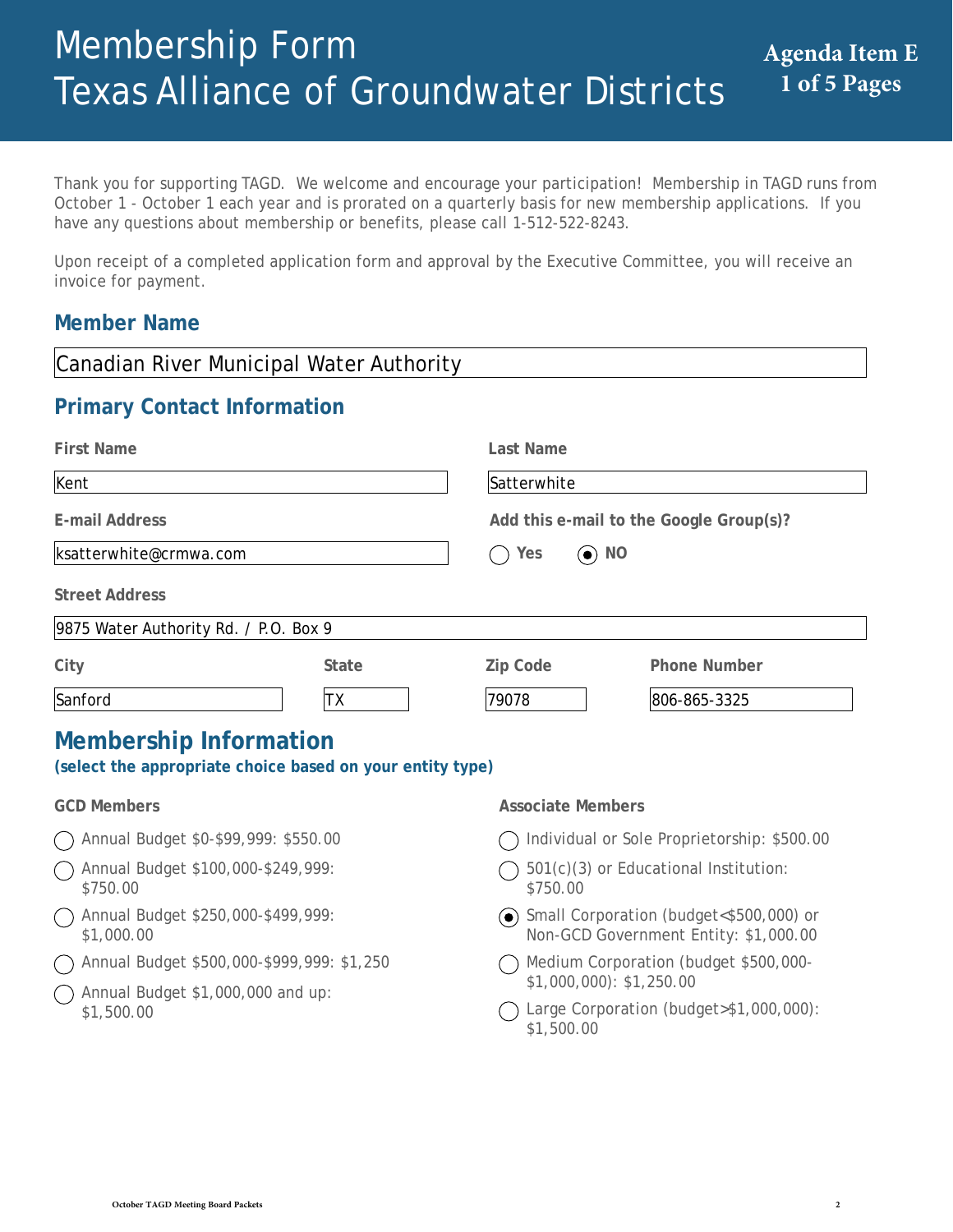# Membership Form
# Texas Alliance of Groundwater Districts

**Agenda Item E**
**1 of 5 Pages**

Thank you for supporting TAGD. We welcome and encourage your participation! Membership in TAGD runs from October 1 - October 1 each year and is prorated on a quarterly basis for new membership applications. If you have any questions about membership or benefits, please call 1-512-522-8243.

Upon receipt of a completed application form and approval by the Executive Committee, you will receive an invoice for payment.

## Member Name

Canadian River Municipal Water Authority

## Primary Contact Information

**First Name:** Kent

**Last Name:** Satterwhite

**E-mail Address:** ksatterwhite@crmwa.com

**Add this e-mail to the Google Group(s)?** ○ Yes ◉ NO

**Street Address:** 9875 Water Authority Rd. / P.O. Box 9

**City:** Sanford

**State:** TX

**Zip Code:** 79078

**Phone Number:** 806-865-3325

## Membership Information

**(select the appropriate choice based on your entity type)**

**GCD Members**

- ○ Annual Budget $0-$99,999: $550.00
- ○ Annual Budget $100,000-$249,999: $750.00
- ○ Annual Budget $250,000-$499,999: $1,000.00
- ○ Annual Budget $500,000-$999,999: $1,250
- ○ Annual Budget $1,000,000 and up: $1,500.00

**Associate Members**

- ○ Individual or Sole Proprietorship: $500.00
- ○ 501(c)(3) or Educational Institution: $750.00
- ◉ Small Corporation (budget<$500,000) or Non-GCD Government Entity: $1,000.00
- ○ Medium Corporation (budget $500,000-$1,000,000): $1,250.00
- ○ Large Corporation (budget>$1,000,000): $1,500.00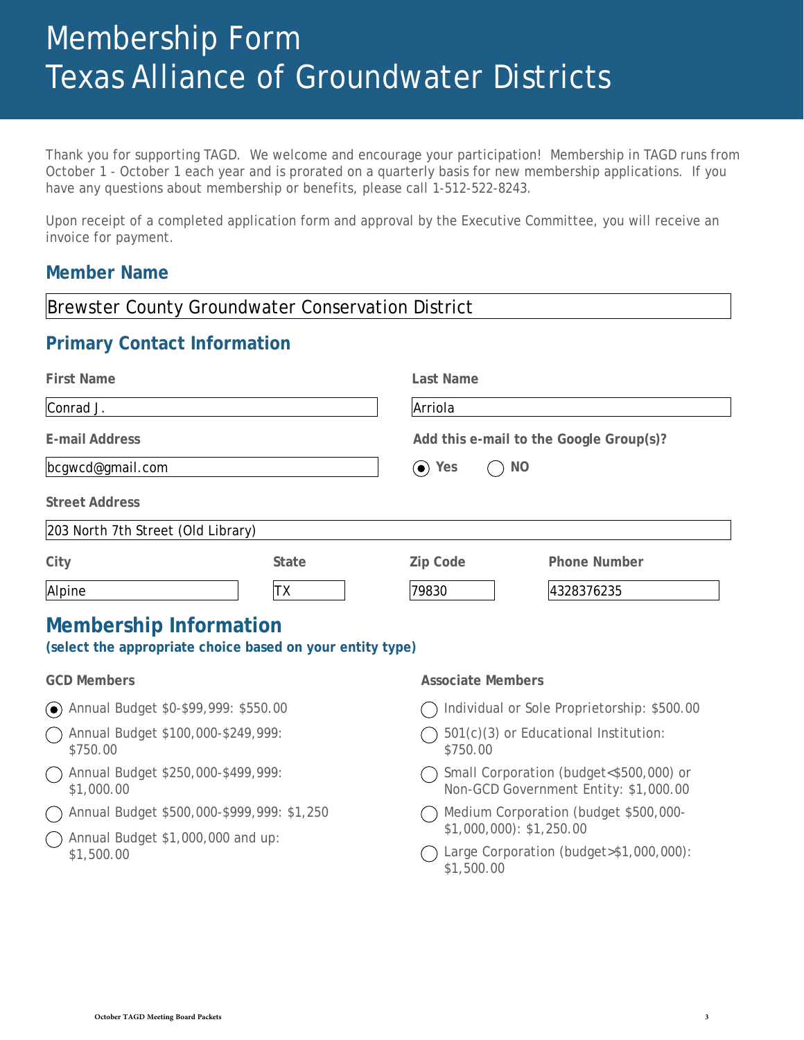# Membership Form
# Texas Alliance of Groundwater Districts

Thank you for supporting TAGD. We welcome and encourage your participation! Membership in TAGD runs from October 1 - October 1 each year and is prorated on a quarterly basis for new membership applications. If you have any questions about membership or benefits, please call 1-512-522-8243.

Upon receipt of a completed application form and approval by the Executive Committee, you will receive an invoice for payment.

## Member Name

Brewster County Groundwater Conservation District

## Primary Contact Information

**First Name:** Conrad J.

**Last Name:** Arriola

**E-mail Address:** bcgwcd@gmail.com

**Add this e-mail to the Google Group(s)?** (●) Yes ( ) NO

**Street Address:** 203 North 7th Street (Old Library)

**City:** Alpine

**State:** TX

**Zip Code:** 79830

**Phone Number:** 4328376235

## Membership Information

**(select the appropriate choice based on your entity type)**

### GCD Members

- (●) Annual Budget $0-$99,999: $550.00
- ( ) Annual Budget $100,000-$249,999: $750.00
- ( ) Annual Budget $250,000-$499,999: $1,000.00
- ( ) Annual Budget $500,000-$999,999: $1,250
- ( ) Annual Budget $1,000,000 and up: $1,500.00

### Associate Members

- ( ) Individual or Sole Proprietorship: $500.00
- ( ) 501(c)(3) or Educational Institution: $750.00
- ( ) Small Corporation (budget<$500,000) or Non-GCD Government Entity: $1,000.00
- ( ) Medium Corporation (budget $500,000-$1,000,000): $1,250.00
- ( ) Large Corporation (budget>$1,000,000): $1,500.00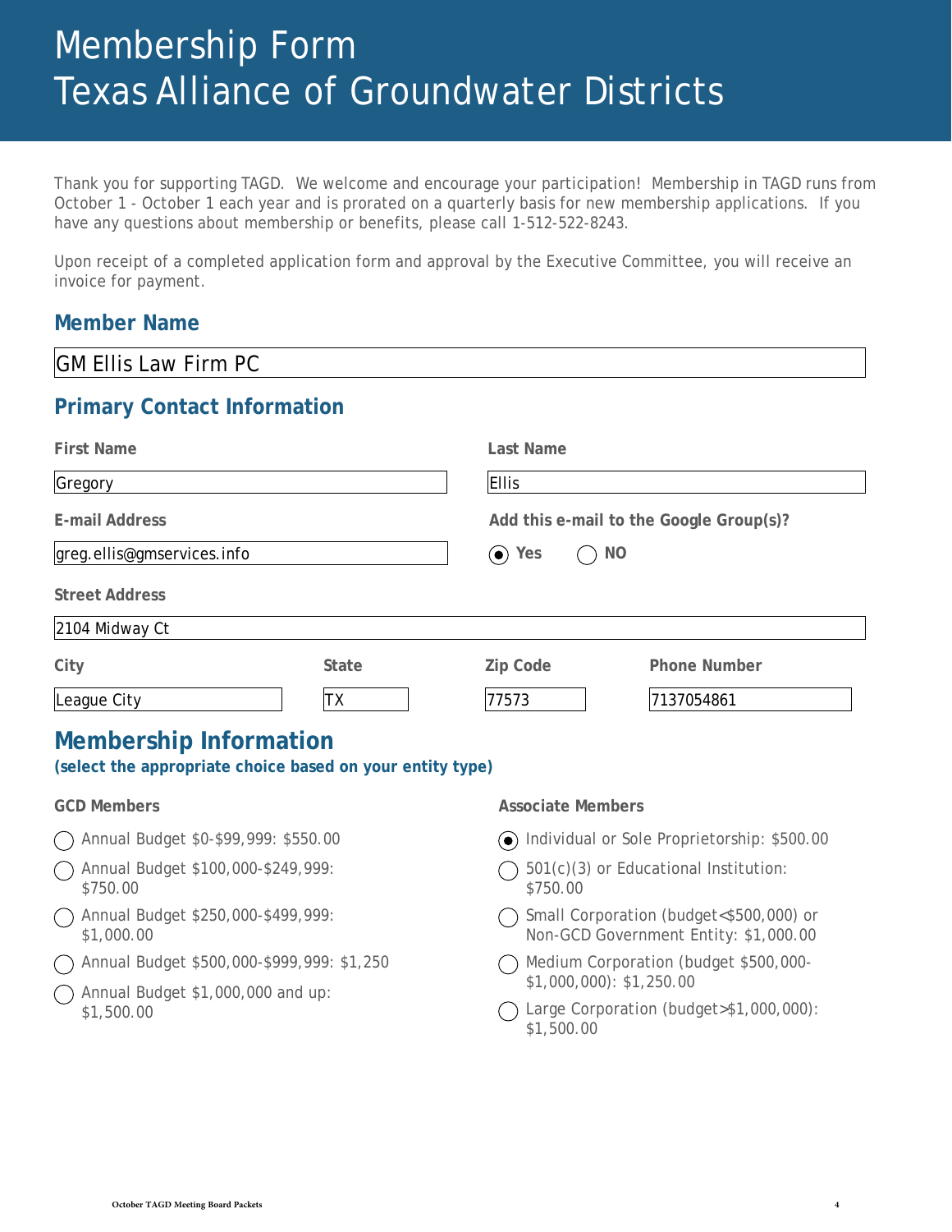# Membership Form
# Texas Alliance of Groundwater Districts

Thank you for supporting TAGD. We welcome and encourage your participation! Membership in TAGD runs from October 1 - October 1 each year and is prorated on a quarterly basis for new membership applications. If you have any questions about membership or benefits, please call 1-512-522-8243.

Upon receipt of a completed application form and approval by the Executive Committee, you will receive an invoice for payment.

## Member Name

GM Ellis Law Firm PC

## Primary Contact Information

**First Name**: Gregory

**Last Name**: Ellis

**E-mail Address**: greg.ellis@gmservices.info

**Add this e-mail to the Google Group(s)?**
- (●) Yes
- ( ) NO

**Street Address**: 2104 Midway Ct

**City**: League City

**State**: TX

**Zip Code**: 77573

**Phone Number**: 7137054861

## Membership Information

**(select the appropriate choice based on your entity type)**

**GCD Members**

- ( ) Annual Budget $0-$99,999: $550.00
- ( ) Annual Budget $100,000-$249,999: $750.00
- ( ) Annual Budget $250,000-$499,999: $1,000.00
- ( ) Annual Budget $500,000-$999,999: $1,250
- ( ) Annual Budget $1,000,000 and up: $1,500.00

**Associate Members**

- (●) Individual or Sole Proprietorship: $500.00
- ( ) 501(c)(3) or Educational Institution: $750.00
- ( ) Small Corporation (budget<$500,000) or Non-GCD Government Entity: $1,000.00
- ( ) Medium Corporation (budget $500,000-$1,000,000): $1,250.00
- ( ) Large Corporation (budget>$1,000,000): $1,500.00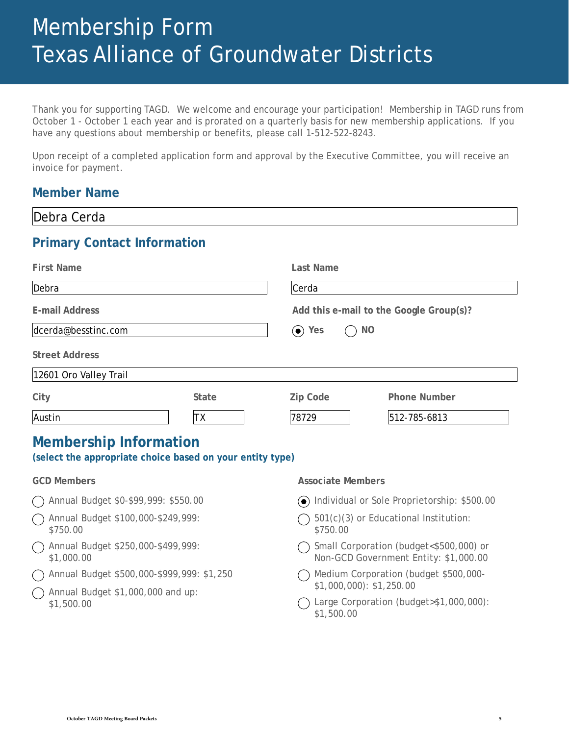# Membership Form
# Texas Alliance of Groundwater Districts

Thank you for supporting TAGD. We welcome and encourage your participation! Membership in TAGD runs from October 1 - October 1 each year and is prorated on a quarterly basis for new membership applications. If you have any questions about membership or benefits, please call 1-512-522-8243.

Upon receipt of a completed application form and approval by the Executive Committee, you will receive an invoice for payment.

## Member Name

Debra Cerda

## Primary Contact Information

**First Name:** Debra

**Last Name:** Cerda

**E-mail Address:** dcerda@besstinc.com

**Add this e-mail to the Google Group(s)?** (●) Yes ( ) NO

**Street Address:** 12601 Oro Valley Trail

**City:** Austin

**State:** TX

**Zip Code:** 78729

**Phone Number:** 512-785-6813

## Membership Information

**(select the appropriate choice based on your entity type)**

### GCD Members

- ( ) Annual Budget $0-$99,999: $550.00
- ( ) Annual Budget $100,000-$249,999: $750.00
- ( ) Annual Budget $250,000-$499,999: $1,000.00
- ( ) Annual Budget $500,000-$999,999: $1,250
- ( ) Annual Budget $1,000,000 and up: $1,500.00

### Associate Members

- (●) Individual or Sole Proprietorship: $500.00
- ( ) 501(c)(3) or Educational Institution: $750.00
- ( ) Small Corporation (budget<$500,000) or Non-GCD Government Entity: $1,000.00
- ( ) Medium Corporation (budget $500,000-$1,000,000): $1,250.00
- ( ) Large Corporation (budget>$1,000,000): $1,500.00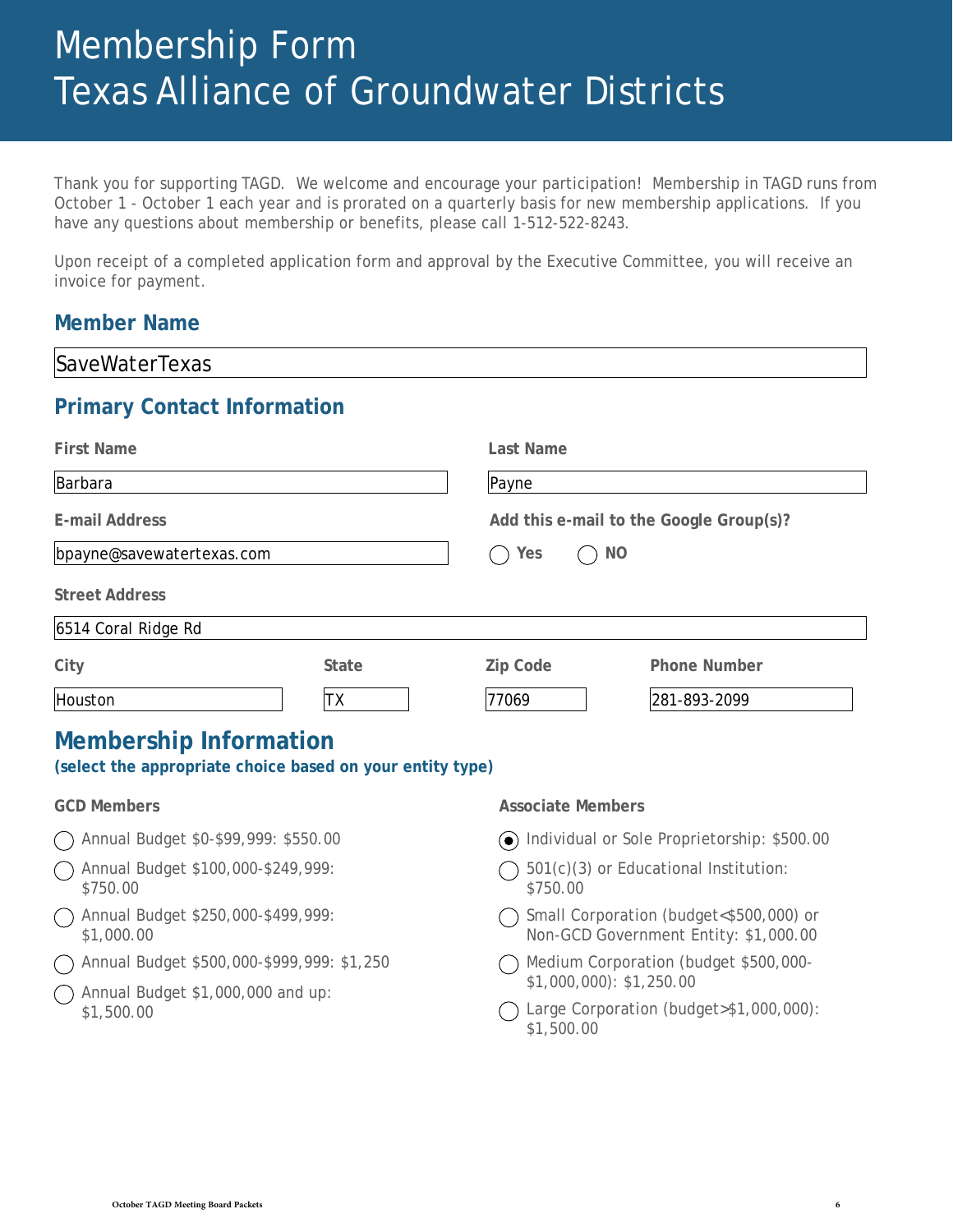# Membership Form
# Texas Alliance of Groundwater Districts

Thank you for supporting TAGD. We welcome and encourage your participation! Membership in TAGD runs from October 1 - October 1 each year and is prorated on a quarterly basis for new membership applications. If you have any questions about membership or benefits, please call 1-512-522-8243.

Upon receipt of a completed application form and approval by the Executive Committee, you will receive an invoice for payment.

## Member Name

SaveWaterTexas

## Primary Contact Information

**First Name:** Barbara

**Last Name:** Payne

**E-mail Address:** bpayne@savewatertexas.com

**Add this e-mail to the Google Group(s)?**
- ○ Yes
- ○ NO

**Street Address:** 6514 Coral Ridge Rd

**City:** Houston

**State:** TX

**Zip Code:** 77069

**Phone Number:** 281-893-2099

## Membership Information

**(select the appropriate choice based on your entity type)**

### GCD Members

- ○ Annual Budget $0-$99,999: $550.00
- ○ Annual Budget $100,000-$249,999: $750.00
- ○ Annual Budget $250,000-$499,999: $1,000.00
- ○ Annual Budget $500,000-$999,999: $1,250
- ○ Annual Budget $1,000,000 and up: $1,500.00

### Associate Members

- ◉ Individual or Sole Proprietorship: $500.00
- ○ 501(c)(3) or Educational Institution: $750.00
- ○ Small Corporation (budget<$500,000) or Non-GCD Government Entity: $1,000.00
- ○ Medium Corporation (budget $500,000-$1,000,000): $1,250.00
- ○ Large Corporation (budget>$1,000,000): $1,500.00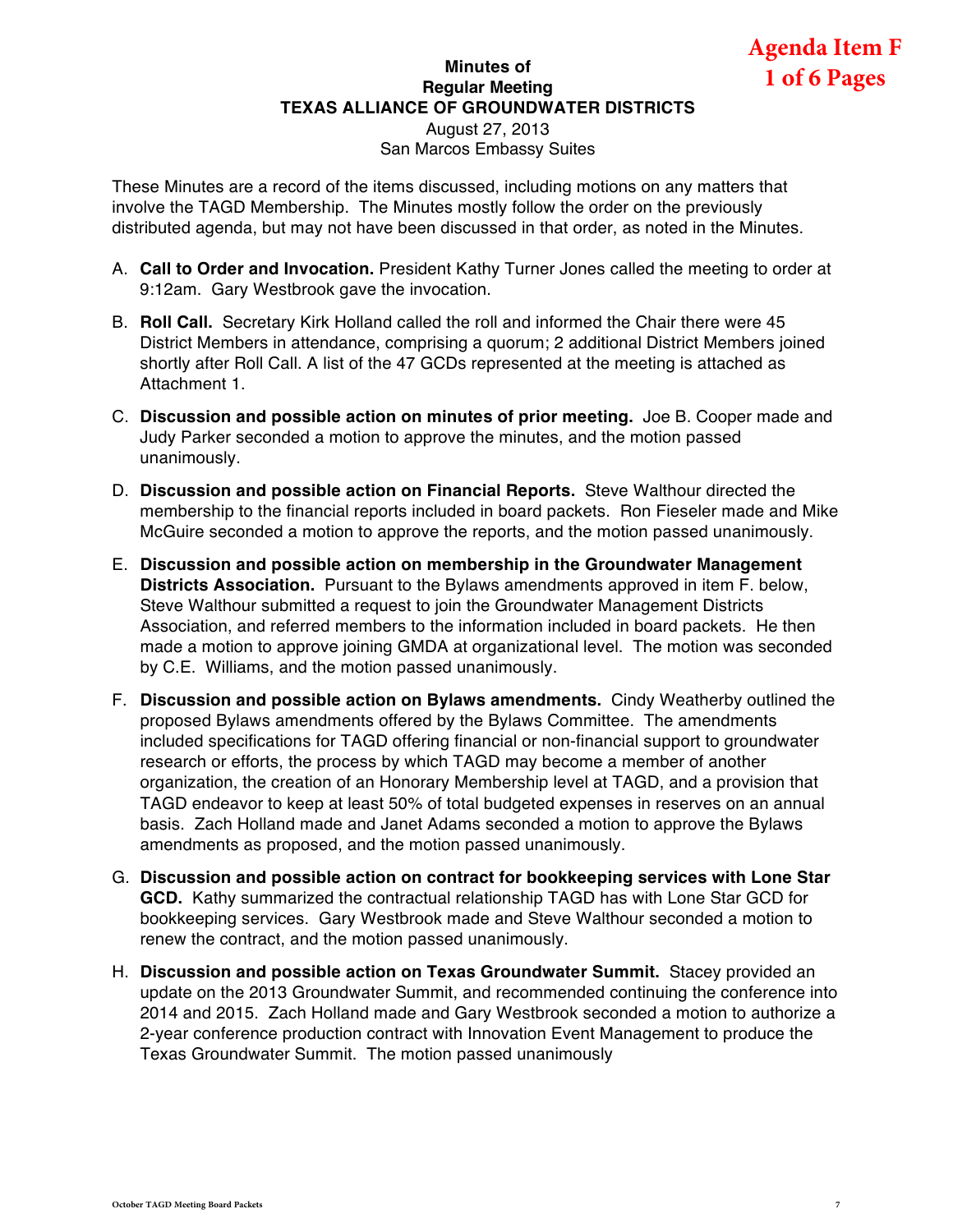Agenda Item F
1 of 6 Pages

# Minutes of
## Regular Meeting
## TEXAS ALLIANCE OF GROUNDWATER DISTRICTS

August 27, 2013
San Marcos Embassy Suites

These Minutes are a record of the items discussed, including motions on any matters that involve the TAGD Membership. The Minutes mostly follow the order on the previously distributed agenda, but may not have been discussed in that order, as noted in the Minutes.

A. **Call to Order and Invocation.** President Kathy Turner Jones called the meeting to order at 9:12am. Gary Westbrook gave the invocation.

B. **Roll Call.** Secretary Kirk Holland called the roll and informed the Chair there were 45 District Members in attendance, comprising a quorum; 2 additional District Members joined shortly after Roll Call. A list of the 47 GCDs represented at the meeting is attached as Attachment 1.

C. **Discussion and possible action on minutes of prior meeting.** Joe B. Cooper made and Judy Parker seconded a motion to approve the minutes, and the motion passed unanimously.

D. **Discussion and possible action on Financial Reports.** Steve Walthour directed the membership to the financial reports included in board packets. Ron Fieseler made and Mike McGuire seconded a motion to approve the reports, and the motion passed unanimously.

E. **Discussion and possible action on membership in the Groundwater Management Districts Association.** Pursuant to the Bylaws amendments approved in item F. below, Steve Walthour submitted a request to join the Groundwater Management Districts Association, and referred members to the information included in board packets. He then made a motion to approve joining GMDA at organizational level. The motion was seconded by C.E. Williams, and the motion passed unanimously.

F. **Discussion and possible action on Bylaws amendments.** Cindy Weatherby outlined the proposed Bylaws amendments offered by the Bylaws Committee. The amendments included specifications for TAGD offering financial or non-financial support to groundwater research or efforts, the process by which TAGD may become a member of another organization, the creation of an Honorary Membership level at TAGD, and a provision that TAGD endeavor to keep at least 50% of total budgeted expenses in reserves on an annual basis. Zach Holland made and Janet Adams seconded a motion to approve the Bylaws amendments as proposed, and the motion passed unanimously.

G. **Discussion and possible action on contract for bookkeeping services with Lone Star GCD.** Kathy summarized the contractual relationship TAGD has with Lone Star GCD for bookkeeping services. Gary Westbrook made and Steve Walthour seconded a motion to renew the contract, and the motion passed unanimously.

H. **Discussion and possible action on Texas Groundwater Summit.** Stacey provided an update on the 2013 Groundwater Summit, and recommended continuing the conference into 2014 and 2015. Zach Holland made and Gary Westbrook seconded a motion to authorize a 2-year conference production contract with Innovation Event Management to produce the Texas Groundwater Summit. The motion passed unanimously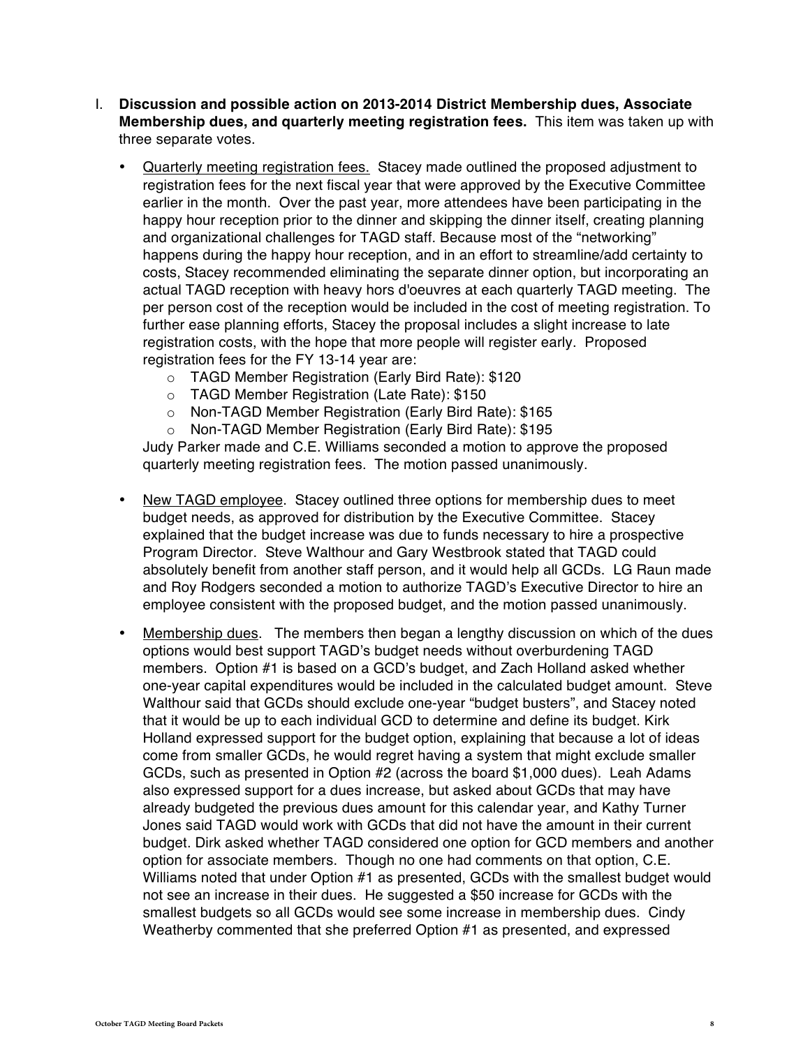I. **Discussion and possible action on 2013-2014 District Membership dues, Associate Membership dues, and quarterly meeting registration fees.** This item was taken up with three separate votes.

- Quarterly meeting registration fees. Stacey made outlined the proposed adjustment to registration fees for the next fiscal year that were approved by the Executive Committee earlier in the month. Over the past year, more attendees have been participating in the happy hour reception prior to the dinner and skipping the dinner itself, creating planning and organizational challenges for TAGD staff. Because most of the "networking" happens during the happy hour reception, and in an effort to streamline/add certainty to costs, Stacey recommended eliminating the separate dinner option, but incorporating an actual TAGD reception with heavy hors d'oeuvres at each quarterly TAGD meeting. The per person cost of the reception would be included in the cost of meeting registration. To further ease planning efforts, Stacey the proposal includes a slight increase to late registration costs, with the hope that more people will register early. Proposed registration fees for the FY 13-14 year are:
  - TAGD Member Registration (Early Bird Rate): $120
  - TAGD Member Registration (Late Rate): $150
  - Non-TAGD Member Registration (Early Bird Rate): $165
  - Non-TAGD Member Registration (Early Bird Rate): $195

  Judy Parker made and C.E. Williams seconded a motion to approve the proposed quarterly meeting registration fees. The motion passed unanimously.

- New TAGD employee. Stacey outlined three options for membership dues to meet budget needs, as approved for distribution by the Executive Committee. Stacey explained that the budget increase was due to funds necessary to hire a prospective Program Director. Steve Walthour and Gary Westbrook stated that TAGD could absolutely benefit from another staff person, and it would help all GCDs. LG Raun made and Roy Rodgers seconded a motion to authorize TAGD's Executive Director to hire an employee consistent with the proposed budget, and the motion passed unanimously.

- Membership dues. The members then began a lengthy discussion on which of the dues options would best support TAGD's budget needs without overburdening TAGD members. Option #1 is based on a GCD's budget, and Zach Holland asked whether one-year capital expenditures would be included in the calculated budget amount. Steve Walthour said that GCDs should exclude one-year "budget busters", and Stacey noted that it would be up to each individual GCD to determine and define its budget. Kirk Holland expressed support for the budget option, explaining that because a lot of ideas come from smaller GCDs, he would regret having a system that might exclude smaller GCDs, such as presented in Option #2 (across the board $1,000 dues). Leah Adams also expressed support for a dues increase, but asked about GCDs that may have already budgeted the previous dues amount for this calendar year, and Kathy Turner Jones said TAGD would work with GCDs that did not have the amount in their current budget. Dirk asked whether TAGD considered one option for GCD members and another option for associate members. Though no one had comments on that option, C.E. Williams noted that under Option #1 as presented, GCDs with the smallest budget would not see an increase in their dues. He suggested a $50 increase for GCDs with the smallest budgets so all GCDs would see some increase in membership dues. Cindy Weatherby commented that she preferred Option #1 as presented, and expressed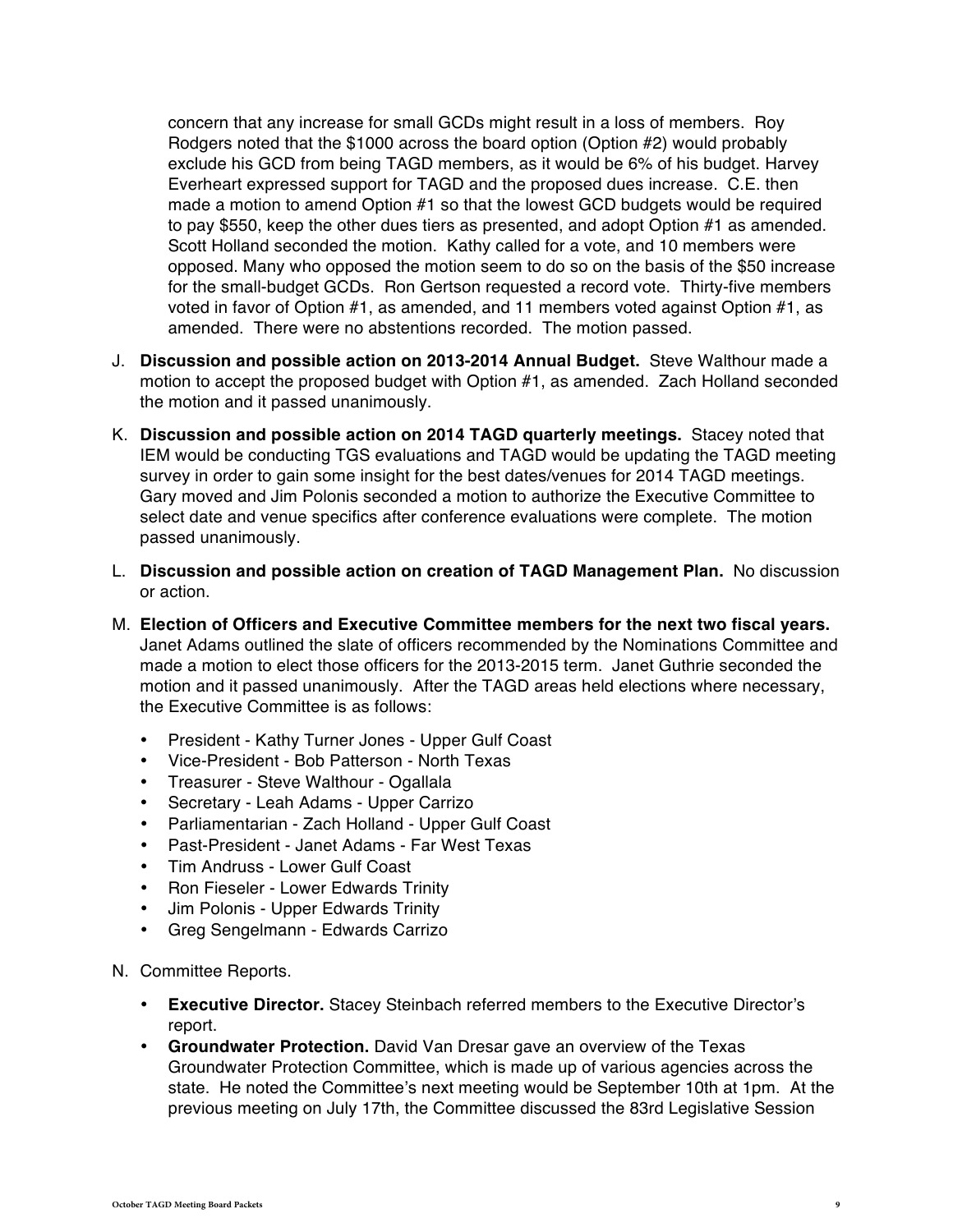concern that any increase for small GCDs might result in a loss of members. Roy Rodgers noted that the $1000 across the board option (Option #2) would probably exclude his GCD from being TAGD members, as it would be 6% of his budget. Harvey Everheart expressed support for TAGD and the proposed dues increase. C.E. then made a motion to amend Option #1 so that the lowest GCD budgets would be required to pay $550, keep the other dues tiers as presented, and adopt Option #1 as amended. Scott Holland seconded the motion. Kathy called for a vote, and 10 members were opposed. Many who opposed the motion seem to do so on the basis of the $50 increase for the small-budget GCDs. Ron Gertson requested a record vote. Thirty-five members voted in favor of Option #1, as amended, and 11 members voted against Option #1, as amended. There were no abstentions recorded. The motion passed.

J. **Discussion and possible action on 2013-2014 Annual Budget.** Steve Walthour made a motion to accept the proposed budget with Option #1, as amended. Zach Holland seconded the motion and it passed unanimously.

K. **Discussion and possible action on 2014 TAGD quarterly meetings.** Stacey noted that IEM would be conducting TGS evaluations and TAGD would be updating the TAGD meeting survey in order to gain some insight for the best dates/venues for 2014 TAGD meetings. Gary moved and Jim Polonis seconded a motion to authorize the Executive Committee to select date and venue specifics after conference evaluations were complete. The motion passed unanimously.

L. **Discussion and possible action on creation of TAGD Management Plan.** No discussion or action.

M. **Election of Officers and Executive Committee members for the next two fiscal years.** Janet Adams outlined the slate of officers recommended by the Nominations Committee and made a motion to elect those officers for the 2013-2015 term. Janet Guthrie seconded the motion and it passed unanimously. After the TAGD areas held elections where necessary, the Executive Committee is as follows:

- President - Kathy Turner Jones - Upper Gulf Coast
- Vice-President - Bob Patterson - North Texas
- Treasurer - Steve Walthour - Ogallala
- Secretary - Leah Adams - Upper Carrizo
- Parliamentarian - Zach Holland - Upper Gulf Coast
- Past-President - Janet Adams - Far West Texas
- Tim Andruss - Lower Gulf Coast
- Ron Fieseler - Lower Edwards Trinity
- Jim Polonis - Upper Edwards Trinity
- Greg Sengelmann - Edwards Carrizo

N. Committee Reports.

- **Executive Director.** Stacey Steinbach referred members to the Executive Director's report.
- **Groundwater Protection.** David Van Dresar gave an overview of the Texas Groundwater Protection Committee, which is made up of various agencies across the state. He noted the Committee's next meeting would be September 10th at 1pm. At the previous meeting on July 17th, the Committee discussed the 83rd Legislative Session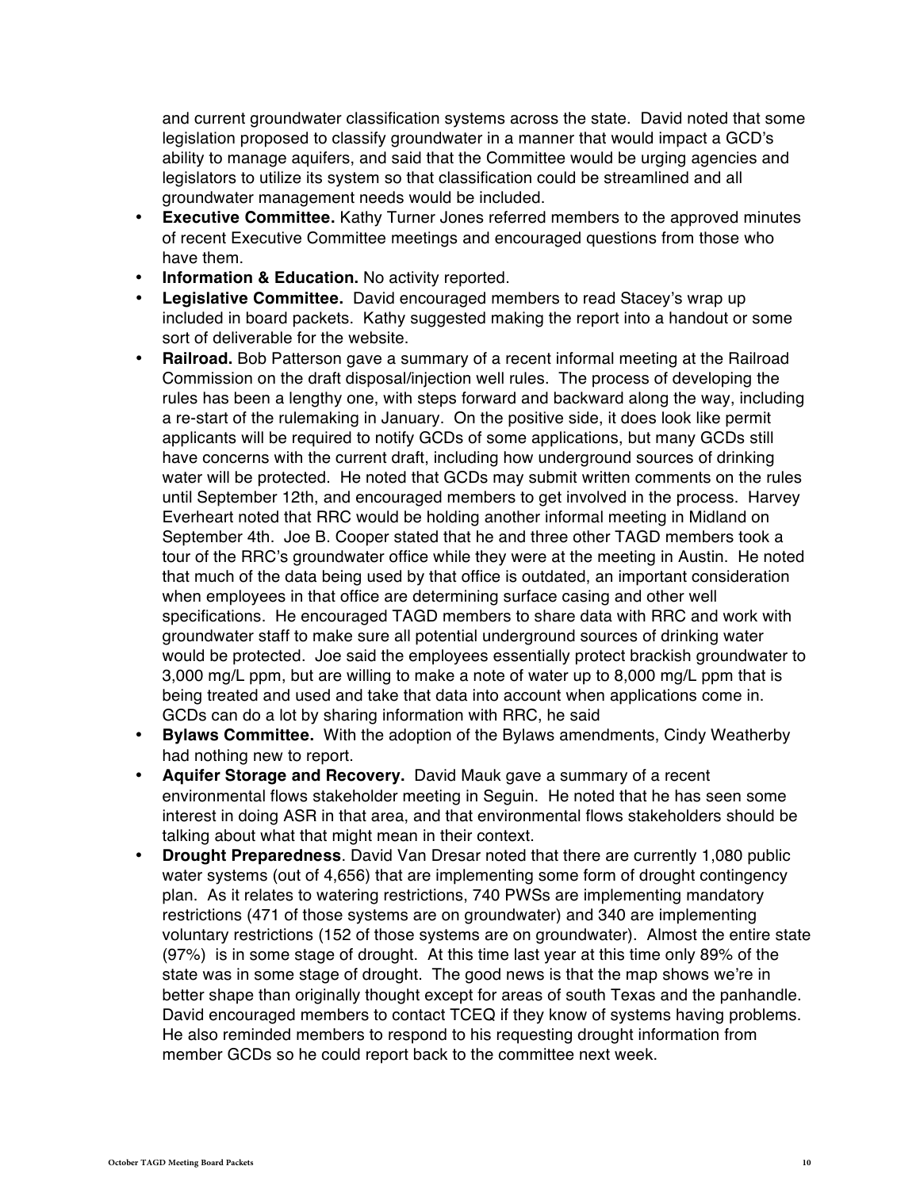and current groundwater classification systems across the state. David noted that some legislation proposed to classify groundwater in a manner that would impact a GCD's ability to manage aquifers, and said that the Committee would be urging agencies and legislators to utilize its system so that classification could be streamlined and all groundwater management needs would be included.

- **Executive Committee.** Kathy Turner Jones referred members to the approved minutes of recent Executive Committee meetings and encouraged questions from those who have them.
- **Information & Education.** No activity reported.
- **Legislative Committee.** David encouraged members to read Stacey's wrap up included in board packets. Kathy suggested making the report into a handout or some sort of deliverable for the website.
- **Railroad.** Bob Patterson gave a summary of a recent informal meeting at the Railroad Commission on the draft disposal/injection well rules. The process of developing the rules has been a lengthy one, with steps forward and backward along the way, including a re-start of the rulemaking in January. On the positive side, it does look like permit applicants will be required to notify GCDs of some applications, but many GCDs still have concerns with the current draft, including how underground sources of drinking water will be protected. He noted that GCDs may submit written comments on the rules until September 12th, and encouraged members to get involved in the process. Harvey Everheart noted that RRC would be holding another informal meeting in Midland on September 4th. Joe B. Cooper stated that he and three other TAGD members took a tour of the RRC's groundwater office while they were at the meeting in Austin. He noted that much of the data being used by that office is outdated, an important consideration when employees in that office are determining surface casing and other well specifications. He encouraged TAGD members to share data with RRC and work with groundwater staff to make sure all potential underground sources of drinking water would be protected. Joe said the employees essentially protect brackish groundwater to 3,000 mg/L ppm, but are willing to make a note of water up to 8,000 mg/L ppm that is being treated and used and take that data into account when applications come in. GCDs can do a lot by sharing information with RRC, he said
- **Bylaws Committee.** With the adoption of the Bylaws amendments, Cindy Weatherby had nothing new to report.
- **Aquifer Storage and Recovery.** David Mauk gave a summary of a recent environmental flows stakeholder meeting in Seguin. He noted that he has seen some interest in doing ASR in that area, and that environmental flows stakeholders should be talking about what that might mean in their context.
- **Drought Preparedness**. David Van Dresar noted that there are currently 1,080 public water systems (out of 4,656) that are implementing some form of drought contingency plan. As it relates to watering restrictions, 740 PWSs are implementing mandatory restrictions (471 of those systems are on groundwater) and 340 are implementing voluntary restrictions (152 of those systems are on groundwater). Almost the entire state (97%) is in some stage of drought. At this time last year at this time only 89% of the state was in some stage of drought. The good news is that the map shows we're in better shape than originally thought except for areas of south Texas and the panhandle. David encouraged members to contact TCEQ if they know of systems having problems. He also reminded members to respond to his requesting drought information from member GCDs so he could report back to the committee next week.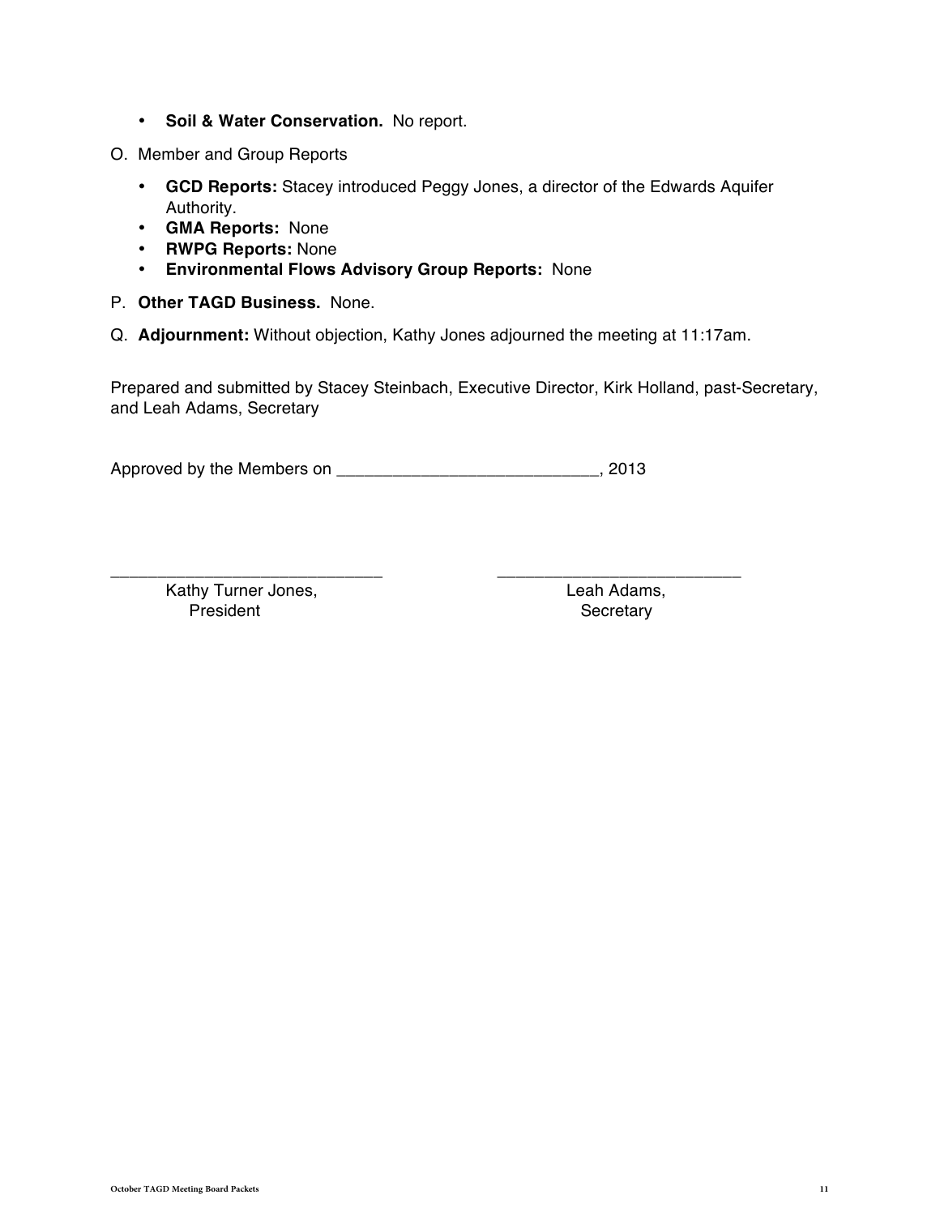- **Soil & Water Conservation.** No report.

O. Member and Group Reports

- **GCD Reports:** Stacey introduced Peggy Jones, a director of the Edwards Aquifer Authority.
- **GMA Reports:** None
- **RWPG Reports:** None
- **Environmental Flows Advisory Group Reports:** None

P. **Other TAGD Business.** None.

Q. **Adjournment:** Without objection, Kathy Jones adjourned the meeting at 11:17am.

Prepared and submitted by Stacey Steinbach, Executive Director, Kirk Holland, past-Secretary, and Leah Adams, Secretary

Approved by the Members on ____________________________, 2013

_____________________________ &nbsp;&nbsp;&nbsp;&nbsp;&nbsp;&nbsp;&nbsp;&nbsp; __________________________

Kathy Turner Jones, President &nbsp;&nbsp;&nbsp;&nbsp;&nbsp;&nbsp;&nbsp;&nbsp; Leah Adams, Secretary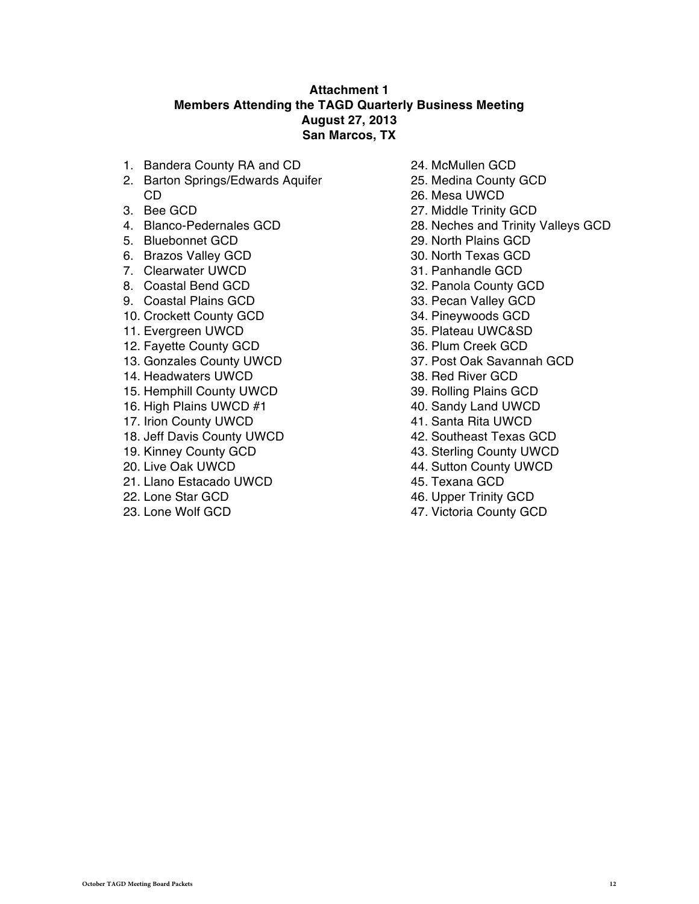**Attachment 1**
**Members Attending the TAGD Quarterly Business Meeting**
**August 27, 2013**
**San Marcos, TX**

1. Bandera County RA and CD
2. Barton Springs/Edwards Aquifer CD
3. Bee GCD
4. Blanco-Pedernales GCD
5. Bluebonnet GCD
6. Brazos Valley GCD
7. Clearwater UWCD
8. Coastal Bend GCD
9. Coastal Plains GCD
10. Crockett County GCD
11. Evergreen UWCD
12. Fayette County GCD
13. Gonzales County UWCD
14. Headwaters UWCD
15. Hemphill County UWCD
16. High Plains UWCD #1
17. Irion County UWCD
18. Jeff Davis County UWCD
19. Kinney County GCD
20. Live Oak UWCD
21. Llano Estacado UWCD
22. Lone Star GCD
23. Lone Wolf GCD
24. McMullen GCD
25. Medina County GCD
26. Mesa UWCD
27. Middle Trinity GCD
28. Neches and Trinity Valleys GCD
29. North Plains GCD
30. North Texas GCD
31. Panhandle GCD
32. Panola County GCD
33. Pecan Valley GCD
34. Pineywoods GCD
35. Plateau UWC&SD
36. Plum Creek GCD
37. Post Oak Savannah GCD
38. Red River GCD
39. Rolling Plains GCD
40. Sandy Land UWCD
41. Santa Rita UWCD
42. Southeast Texas GCD
43. Sterling County UWCD
44. Sutton County UWCD
45. Texana GCD
46. Upper Trinity GCD
47. Victoria County GCD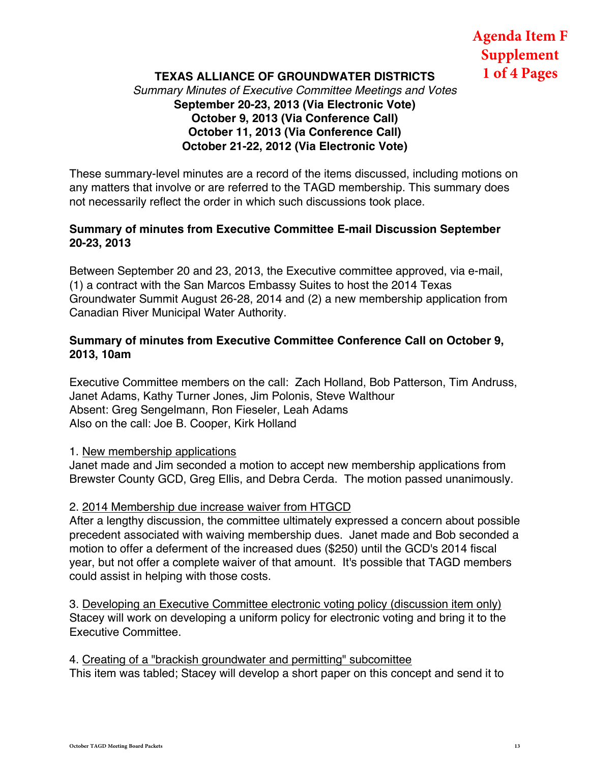**Agenda Item F Supplement 1 of 4 Pages**

**TEXAS ALLIANCE OF GROUNDWATER DISTRICTS**

*Summary Minutes of Executive Committee Meetings and Votes*

**September 20-23, 2013 (Via Electronic Vote)**
**October 9, 2013 (Via Conference Call)**
**October 11, 2013 (Via Conference Call)**
**October 21-22, 2012 (Via Electronic Vote)**

These summary-level minutes are a record of the items discussed, including motions on any matters that involve or are referred to the TAGD membership. This summary does not necessarily reflect the order in which such discussions took place.

**Summary of minutes from Executive Committee E-mail Discussion September 20-23, 2013**

Between September 20 and 23, 2013, the Executive committee approved, via e-mail, (1) a contract with the San Marcos Embassy Suites to host the 2014 Texas Groundwater Summit August 26-28, 2014 and (2) a new membership application from Canadian River Municipal Water Authority.

**Summary of minutes from Executive Committee Conference Call on October 9, 2013, 10am**

Executive Committee members on the call: Zach Holland, Bob Patterson, Tim Andruss, Janet Adams, Kathy Turner Jones, Jim Polonis, Steve Walthour
Absent: Greg Sengelmann, Ron Fieseler, Leah Adams
Also on the call: Joe B. Cooper, Kirk Holland

1. New membership applications
Janet made and Jim seconded a motion to accept new membership applications from Brewster County GCD, Greg Ellis, and Debra Cerda. The motion passed unanimously.

2. 2014 Membership due increase waiver from HTGCD
After a lengthy discussion, the committee ultimately expressed a concern about possible precedent associated with waiving membership dues. Janet made and Bob seconded a motion to offer a deferment of the increased dues ($250) until the GCD's 2014 fiscal year, but not offer a complete waiver of that amount. It's possible that TAGD members could assist in helping with those costs.

3. Developing an Executive Committee electronic voting policy (discussion item only)
Stacey will work on developing a uniform policy for electronic voting and bring it to the Executive Committee.

4. Creating of a "brackish groundwater and permitting" subcomittee
This item was tabled; Stacey will develop a short paper on this concept and send it to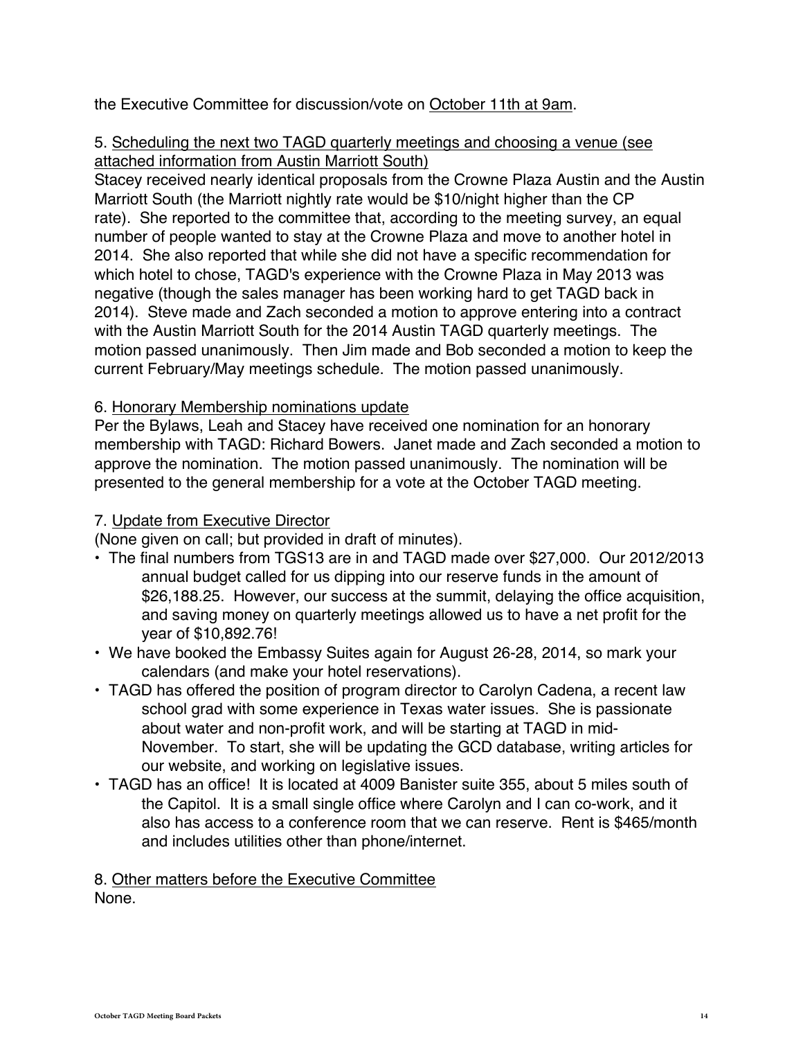the Executive Committee for discussion/vote on <u>October 11th at 9am</u>.

5. <u>Scheduling the next two TAGD quarterly meetings and choosing a venue (see attached information from Austin Marriott South)</u>
Stacey received nearly identical proposals from the Crowne Plaza Austin and the Austin Marriott South (the Marriott nightly rate would be $10/night higher than the CP rate). She reported to the committee that, according to the meeting survey, an equal number of people wanted to stay at the Crowne Plaza and move to another hotel in 2014. She also reported that while she did not have a specific recommendation for which hotel to chose, TAGD's experience with the Crowne Plaza in May 2013 was negative (though the sales manager has been working hard to get TAGD back in 2014). Steve made and Zach seconded a motion to approve entering into a contract with the Austin Marriott South for the 2014 Austin TAGD quarterly meetings. The motion passed unanimously. Then Jim made and Bob seconded a motion to keep the current February/May meetings schedule. The motion passed unanimously.

6. <u>Honorary Membership nominations update</u>
Per the Bylaws, Leah and Stacey have received one nomination for an honorary membership with TAGD: Richard Bowers. Janet made and Zach seconded a motion to approve the nomination. The motion passed unanimously. The nomination will be presented to the general membership for a vote at the October TAGD meeting.

7. <u>Update from Executive Director</u>
(None given on call; but provided in draft of minutes).

- The final numbers from TGS13 are in and TAGD made over $27,000. Our 2012/2013 annual budget called for us dipping into our reserve funds in the amount of $26,188.25. However, our success at the summit, delaying the office acquisition, and saving money on quarterly meetings allowed us to have a net profit for the year of $10,892.76!
- We have booked the Embassy Suites again for August 26-28, 2014, so mark your calendars (and make your hotel reservations).
- TAGD has offered the position of program director to Carolyn Cadena, a recent law school grad with some experience in Texas water issues. She is passionate about water and non-profit work, and will be starting at TAGD in mid-November. To start, she will be updating the GCD database, writing articles for our website, and working on legislative issues.
- TAGD has an office! It is located at 4009 Banister suite 355, about 5 miles south of the Capitol. It is a small single office where Carolyn and I can co-work, and it also has access to a conference room that we can reserve. Rent is $465/month and includes utilities other than phone/internet.

8. <u>Other matters before the Executive Committee</u>
None.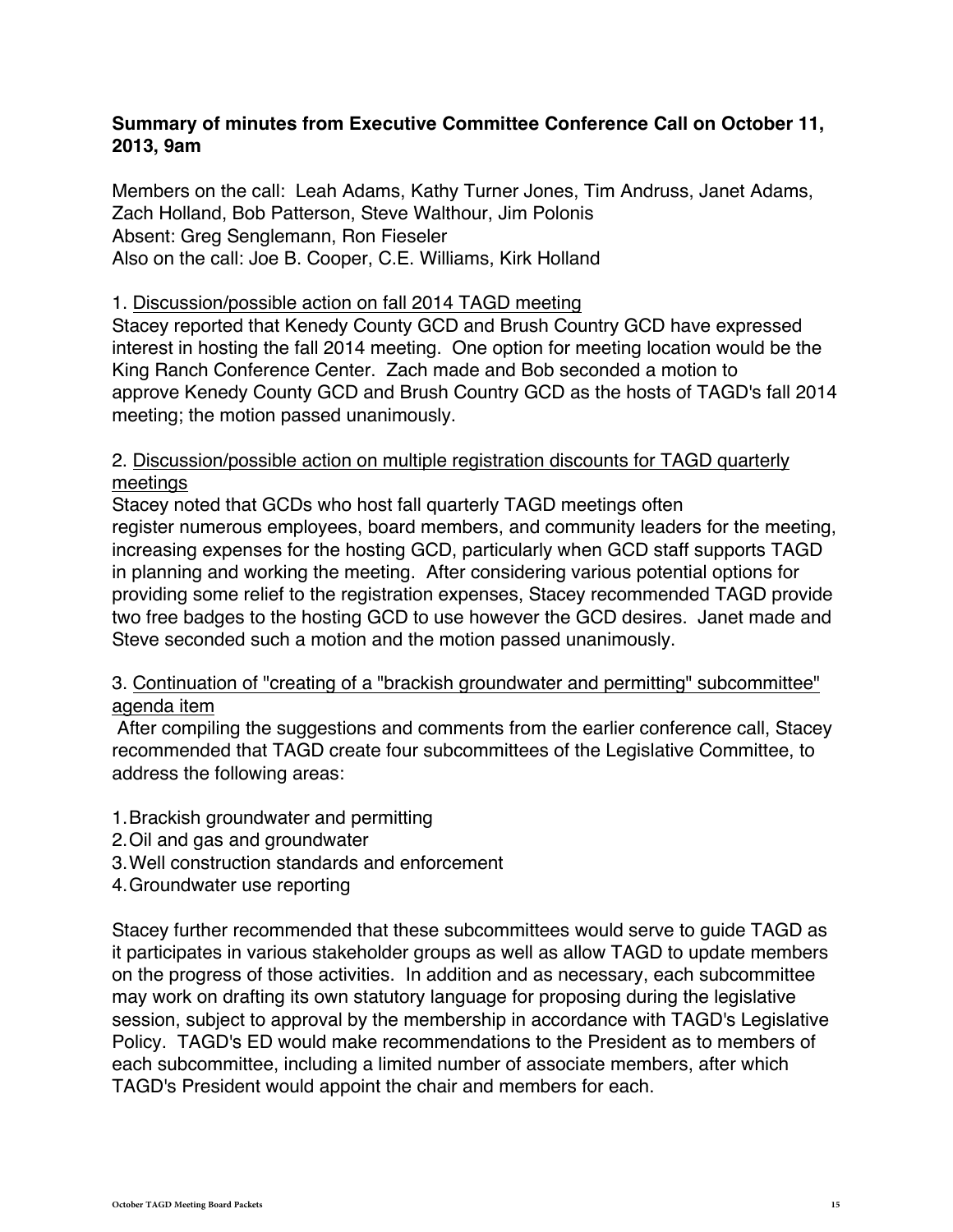**Summary of minutes from Executive Committee Conference Call on October 11, 2013, 9am**

Members on the call: Leah Adams, Kathy Turner Jones, Tim Andruss, Janet Adams, Zach Holland, Bob Patterson, Steve Walthour, Jim Polonis
Absent: Greg Senglemann, Ron Fieseler
Also on the call: Joe B. Cooper, C.E. Williams, Kirk Holland

1. <u>Discussion/possible action on fall 2014 TAGD meeting</u>
Stacey reported that Kenedy County GCD and Brush Country GCD have expressed interest in hosting the fall 2014 meeting. One option for meeting location would be the King Ranch Conference Center. Zach made and Bob seconded a motion to approve Kenedy County GCD and Brush Country GCD as the hosts of TAGD's fall 2014 meeting; the motion passed unanimously.

2. <u>Discussion/possible action on multiple registration discounts for TAGD quarterly meetings</u>
Stacey noted that GCDs who host fall quarterly TAGD meetings often register numerous employees, board members, and community leaders for the meeting, increasing expenses for the hosting GCD, particularly when GCD staff supports TAGD in planning and working the meeting. After considering various potential options for providing some relief to the registration expenses, Stacey recommended TAGD provide two free badges to the hosting GCD to use however the GCD desires. Janet made and Steve seconded such a motion and the motion passed unanimously.

3. <u>Continuation of "creating of a "brackish groundwater and permitting" subcommittee" agenda item</u>
After compiling the suggestions and comments from the earlier conference call, Stacey recommended that TAGD create four subcommittees of the Legislative Committee, to address the following areas:

1. Brackish groundwater and permitting
2. Oil and gas and groundwater
3. Well construction standards and enforcement
4. Groundwater use reporting

Stacey further recommended that these subcommittees would serve to guide TAGD as it participates in various stakeholder groups as well as allow TAGD to update members on the progress of those activities. In addition and as necessary, each subcommittee may work on drafting its own statutory language for proposing during the legislative session, subject to approval by the membership in accordance with TAGD's Legislative Policy. TAGD's ED would make recommendations to the President as to members of each subcommittee, including a limited number of associate members, after which TAGD's President would appoint the chair and members for each.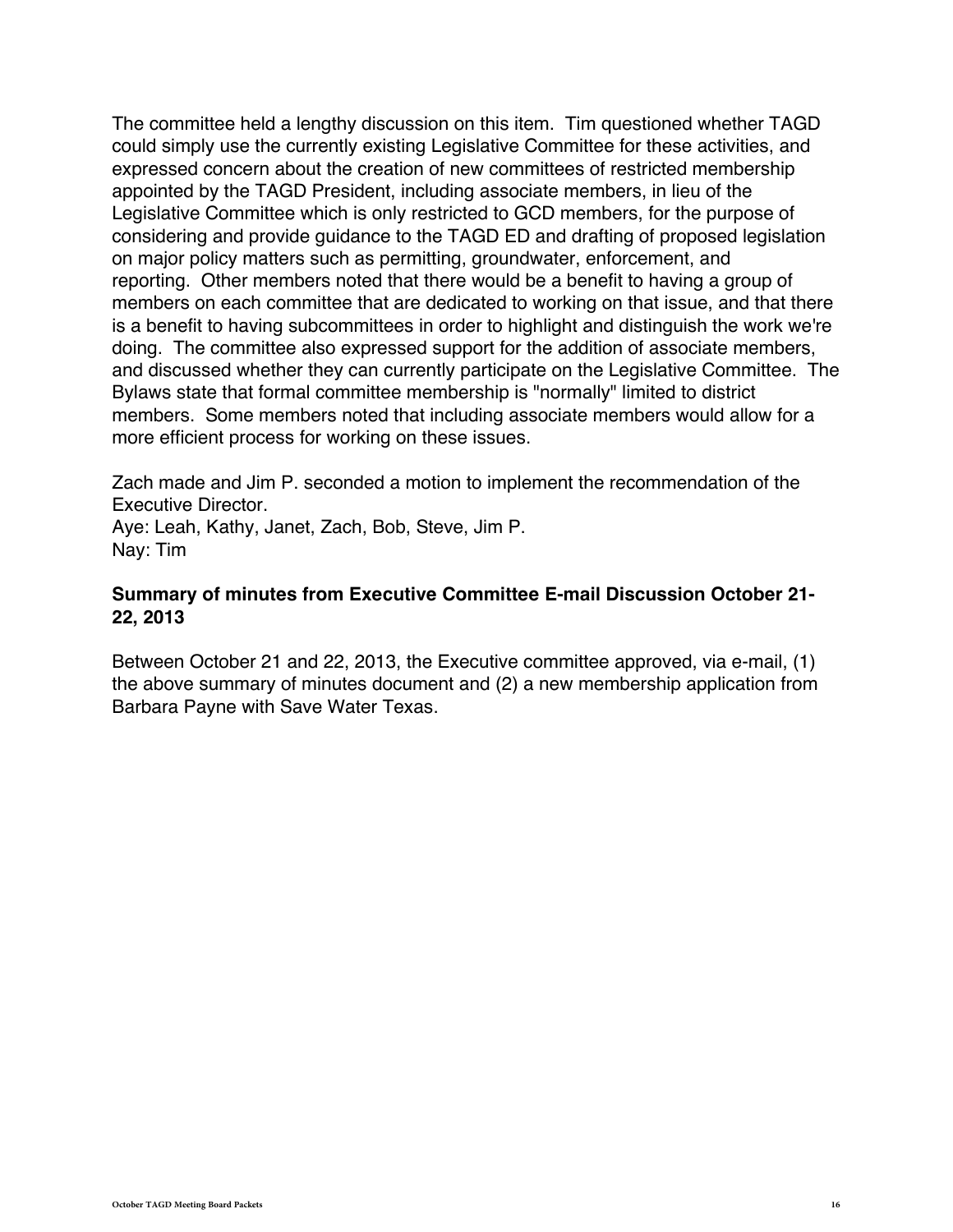The committee held a lengthy discussion on this item. Tim questioned whether TAGD could simply use the currently existing Legislative Committee for these activities, and expressed concern about the creation of new committees of restricted membership appointed by the TAGD President, including associate members, in lieu of the Legislative Committee which is only restricted to GCD members, for the purpose of considering and provide guidance to the TAGD ED and drafting of proposed legislation on major policy matters such as permitting, groundwater, enforcement, and reporting. Other members noted that there would be a benefit to having a group of members on each committee that are dedicated to working on that issue, and that there is a benefit to having subcommittees in order to highlight and distinguish the work we're doing. The committee also expressed support for the addition of associate members, and discussed whether they can currently participate on the Legislative Committee. The Bylaws state that formal committee membership is "normally" limited to district members. Some members noted that including associate members would allow for a more efficient process for working on these issues.

Zach made and Jim P. seconded a motion to implement the recommendation of the Executive Director.
Aye: Leah, Kathy, Janet, Zach, Bob, Steve, Jim P.
Nay: Tim

**Summary of minutes from Executive Committee E-mail Discussion October 21-22, 2013**

Between October 21 and 22, 2013, the Executive committee approved, via e-mail, (1) the above summary of minutes document and (2) a new membership application from Barbara Payne with Save Water Texas.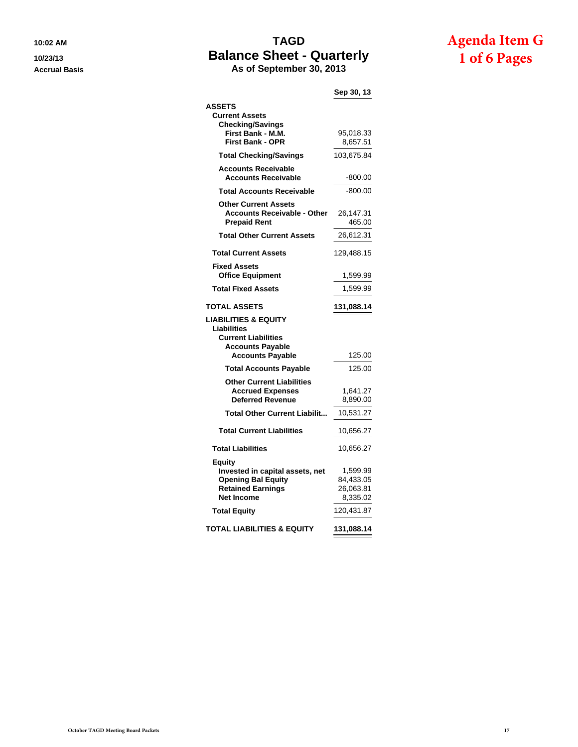10:02 AM

10/23/13

Accrual Basis

# TAGD
## Balance Sheet - Quarterly
### As of September 30, 2013

**Agenda Item G**
**1 of 6 Pages**

| | Sep 30, 13 |
|---|---|
| **ASSETS** | |
| **Current Assets** | |
| **Checking/Savings** | |
| **First Bank - M.M.** | 95,018.33 |
| **First Bank - OPR** | 8,657.51 |
| **Total Checking/Savings** | 103,675.84 |
| **Accounts Receivable** | |
| **Accounts Receivable** | -800.00 |
| **Total Accounts Receivable** | -800.00 |
| **Other Current Assets** | |
| **Accounts Receivable - Other** | 26,147.31 |
| **Prepaid Rent** | 465.00 |
| **Total Other Current Assets** | 26,612.31 |
| **Total Current Assets** | 129,488.15 |
| **Fixed Assets** | |
| **Office Equipment** | 1,599.99 |
| **Total Fixed Assets** | 1,599.99 |
| **TOTAL ASSETS** | **131,088.14** |
| **LIABILITIES & EQUITY** | |
| **Liabilities** | |
| **Current Liabilities** | |
| **Accounts Payable** | |
| **Accounts Payable** | 125.00 |
| **Total Accounts Payable** | 125.00 |
| **Other Current Liabilities** | |
| **Accrued Expenses** | 1,641.27 |
| **Deferred Revenue** | 8,890.00 |
| **Total Other Current Liabilit...** | 10,531.27 |
| **Total Current Liabilities** | 10,656.27 |
| **Total Liabilities** | 10,656.27 |
| **Equity** | |
| **Invested in capital assets, net** | 1,599.99 |
| **Opening Bal Equity** | 84,433.05 |
| **Retained Earnings** | 26,063.81 |
| **Net Income** | 8,335.02 |
| **Total Equity** | 120,431.87 |
| **TOTAL LIABILITIES & EQUITY** | **131,088.14** |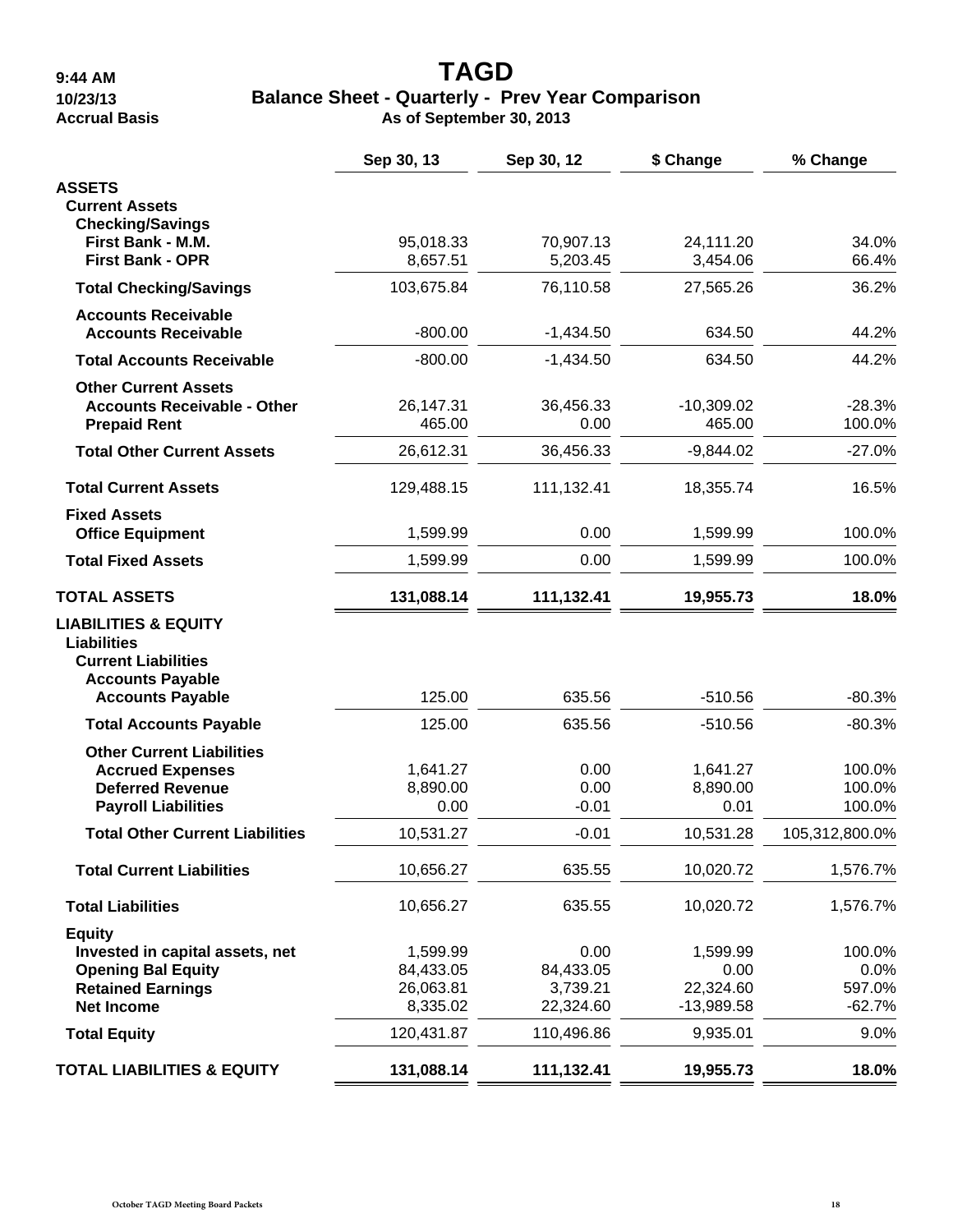9:44 AM
10/23/13
Accrual Basis

# TAGD

## Balance Sheet - Quarterly - Prev Year Comparison

**As of September 30, 2013**

| | Sep 30, 13 | Sep 30, 12 | $ Change | % Change |
|---|---|---|---|---|
| **ASSETS** | | | | |
| **Current Assets** | | | | |
| **Checking/Savings** | | | | |
| **First Bank - M.M.** | 95,018.33 | 70,907.13 | 24,111.20 | 34.0% |
| **First Bank - OPR** | 8,657.51 | 5,203.45 | 3,454.06 | 66.4% |
| **Total Checking/Savings** | 103,675.84 | 76,110.58 | 27,565.26 | 36.2% |
| **Accounts Receivable** | | | | |
| **Accounts Receivable** | -800.00 | -1,434.50 | 634.50 | 44.2% |
| **Total Accounts Receivable** | -800.00 | -1,434.50 | 634.50 | 44.2% |
| **Other Current Assets** | | | | |
| **Accounts Receivable - Other** | 26,147.31 | 36,456.33 | -10,309.02 | -28.3% |
| **Prepaid Rent** | 465.00 | 0.00 | 465.00 | 100.0% |
| **Total Other Current Assets** | 26,612.31 | 36,456.33 | -9,844.02 | -27.0% |
| **Total Current Assets** | 129,488.15 | 111,132.41 | 18,355.74 | 16.5% |
| **Fixed Assets** | | | | |
| **Office Equipment** | 1,599.99 | 0.00 | 1,599.99 | 100.0% |
| **Total Fixed Assets** | 1,599.99 | 0.00 | 1,599.99 | 100.0% |
| **TOTAL ASSETS** | **131,088.14** | **111,132.41** | **19,955.73** | **18.0%** |
| **LIABILITIES & EQUITY** | | | | |
| **Liabilities** | | | | |
| **Current Liabilities** | | | | |
| **Accounts Payable** | | | | |
| **Accounts Payable** | 125.00 | 635.56 | -510.56 | -80.3% |
| **Total Accounts Payable** | 125.00 | 635.56 | -510.56 | -80.3% |
| **Other Current Liabilities** | | | | |
| **Accrued Expenses** | 1,641.27 | 0.00 | 1,641.27 | 100.0% |
| **Deferred Revenue** | 8,890.00 | 0.00 | 8,890.00 | 100.0% |
| **Payroll Liabilities** | 0.00 | -0.01 | 0.01 | 100.0% |
| **Total Other Current Liabilities** | 10,531.27 | -0.01 | 10,531.28 | 105,312,800.0% |
| **Total Current Liabilities** | 10,656.27 | 635.55 | 10,020.72 | 1,576.7% |
| **Total Liabilities** | 10,656.27 | 635.55 | 10,020.72 | 1,576.7% |
| **Equity** | | | | |
| **Invested in capital assets, net** | 1,599.99 | 0.00 | 1,599.99 | 100.0% |
| **Opening Bal Equity** | 84,433.05 | 84,433.05 | 0.00 | 0.0% |
| **Retained Earnings** | 26,063.81 | 3,739.21 | 22,324.60 | 597.0% |
| **Net Income** | 8,335.02 | 22,324.60 | -13,989.58 | -62.7% |
| **Total Equity** | 120,431.87 | 110,496.86 | 9,935.01 | 9.0% |
| **TOTAL LIABILITIES & EQUITY** | **131,088.14** | **111,132.41** | **19,955.73** | **18.0%** |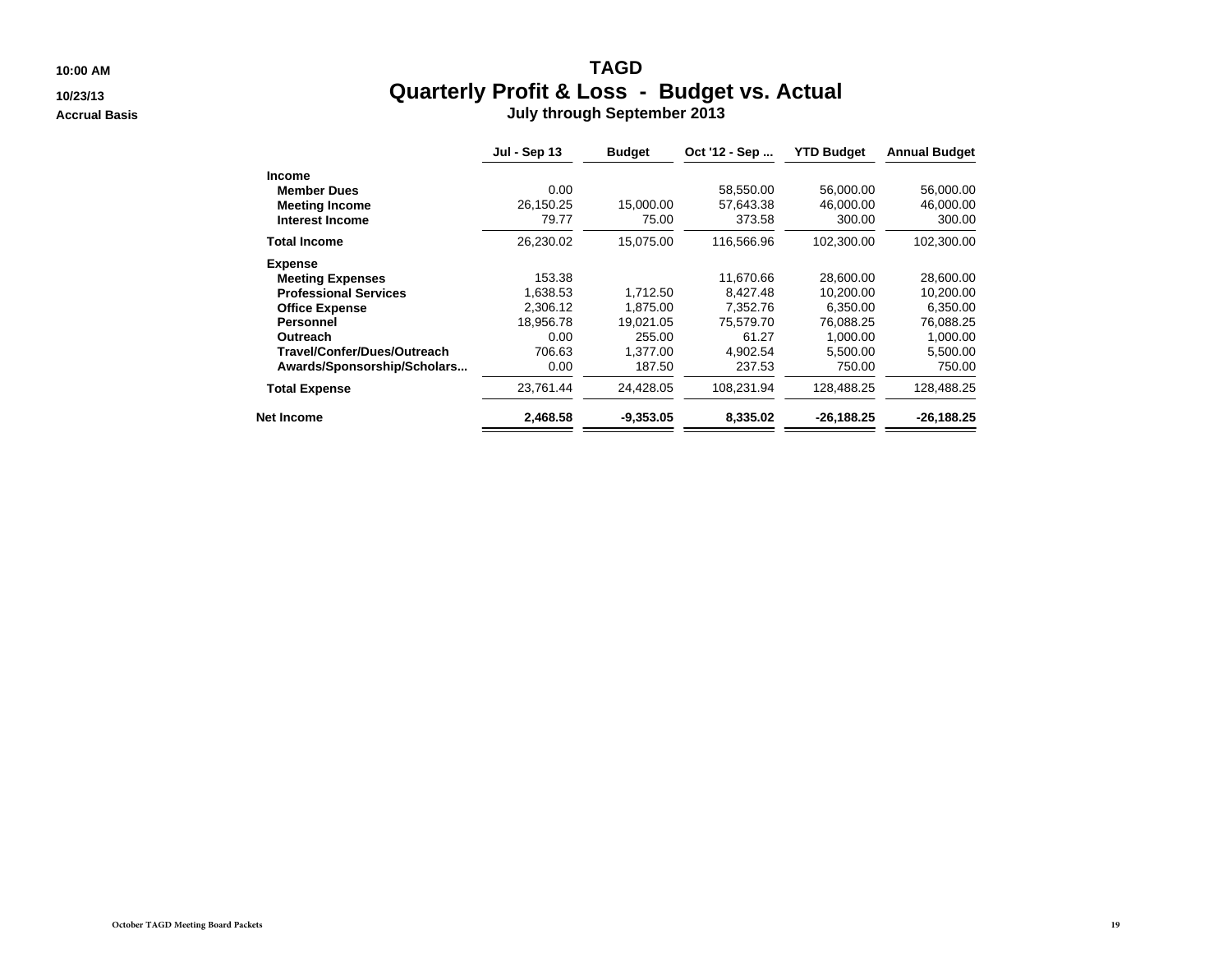10:00 AM

10/23/13

Accrual Basis

# TAGD

## Quarterly Profit & Loss - Budget vs. Actual

### July through September 2013

| | Jul - Sep 13 | Budget | Oct '12 - Sep ... | YTD Budget | Annual Budget |
|---|---|---|---|---|---|
| **Income** | | | | | |
| **Member Dues** | 0.00 | | 58,550.00 | 56,000.00 | 56,000.00 |
| **Meeting Income** | 26,150.25 | 15,000.00 | 57,643.38 | 46,000.00 | 46,000.00 |
| **Interest Income** | 79.77 | 75.00 | 373.58 | 300.00 | 300.00 |
| **Total Income** | 26,230.02 | 15,075.00 | 116,566.96 | 102,300.00 | 102,300.00 |
| **Expense** | | | | | |
| **Meeting Expenses** | 153.38 | | 11,670.66 | 28,600.00 | 28,600.00 |
| **Professional Services** | 1,638.53 | 1,712.50 | 8,427.48 | 10,200.00 | 10,200.00 |
| **Office Expense** | 2,306.12 | 1,875.00 | 7,352.76 | 6,350.00 | 6,350.00 |
| **Personnel** | 18,956.78 | 19,021.05 | 75,579.70 | 76,088.25 | 76,088.25 |
| **Outreach** | 0.00 | 255.00 | 61.27 | 1,000.00 | 1,000.00 |
| **Travel/Confer/Dues/Outreach** | 706.63 | 1,377.00 | 4,902.54 | 5,500.00 | 5,500.00 |
| **Awards/Sponsorship/Scholars...** | 0.00 | 187.50 | 237.53 | 750.00 | 750.00 |
| **Total Expense** | 23,761.44 | 24,428.05 | 108,231.94 | 128,488.25 | 128,488.25 |
| **Net Income** | **2,468.58** | **-9,353.05** | **8,335.02** | **-26,188.25** | **-26,188.25** |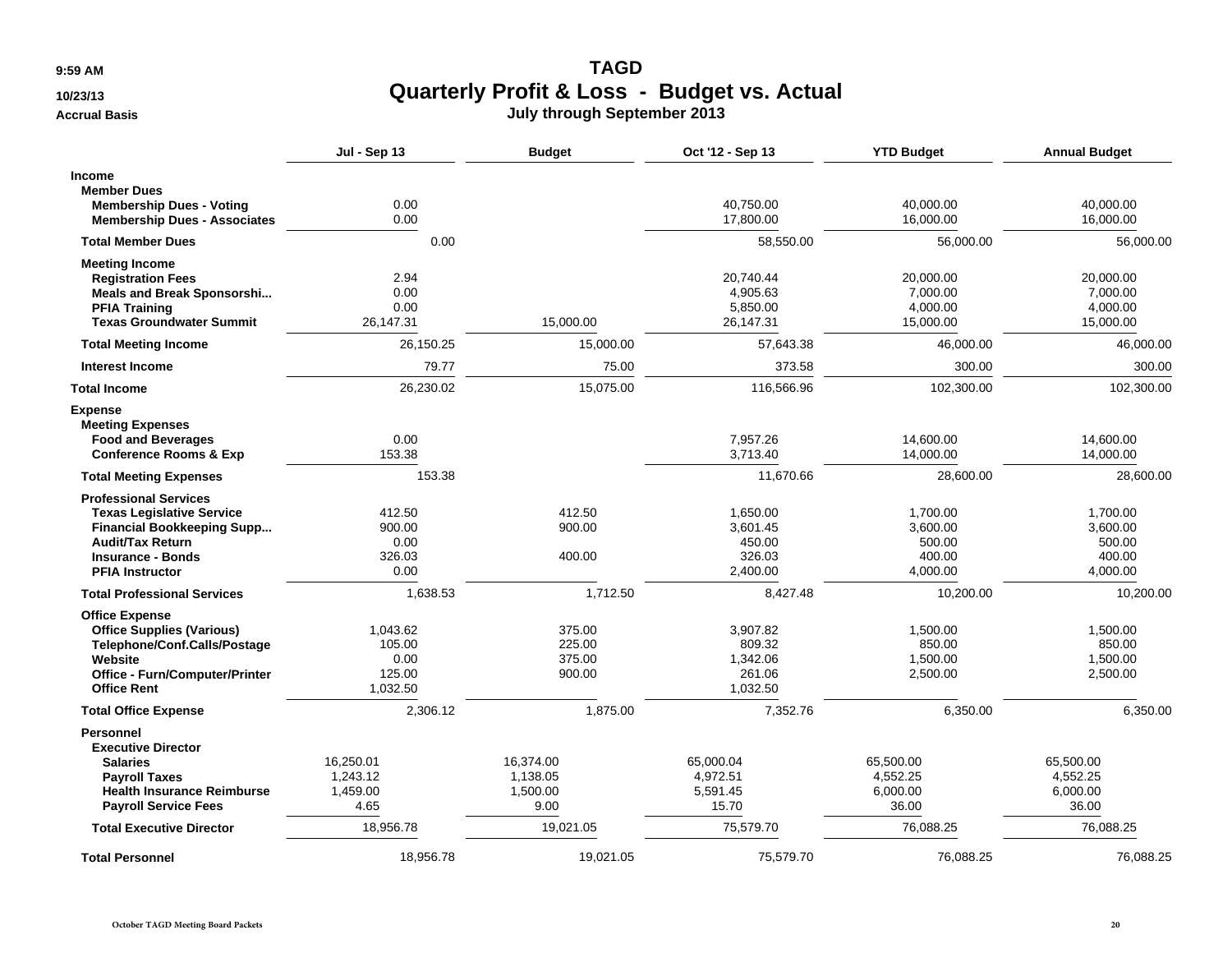9:59 AM

10/23/13

Accrual Basis

# TAGD
## Quarterly Profit & Loss - Budget vs. Actual
### July through September 2013

| | Jul - Sep 13 | Budget | Oct '12 - Sep 13 | YTD Budget | Annual Budget |
|---|---|---|---|---|---|
| **Income** | | | | | |
| **Member Dues** | | | | | |
| **Membership Dues - Voting** | 0.00 | | 40,750.00 | 40,000.00 | 40,000.00 |
| **Membership Dues - Associates** | 0.00 | | 17,800.00 | 16,000.00 | 16,000.00 |
| **Total Member Dues** | 0.00 | | 58,550.00 | 56,000.00 | 56,000.00 |
| **Meeting Income** | | | | | |
| **Registration Fees** | 2.94 | | 20,740.44 | 20,000.00 | 20,000.00 |
| **Meals and Break Sponsorshi...** | 0.00 | | 4,905.63 | 7,000.00 | 7,000.00 |
| **PFIA Training** | 0.00 | | 5,850.00 | 4,000.00 | 4,000.00 |
| **Texas Groundwater Summit** | 26,147.31 | 15,000.00 | 26,147.31 | 15,000.00 | 15,000.00 |
| **Total Meeting Income** | 26,150.25 | 15,000.00 | 57,643.38 | 46,000.00 | 46,000.00 |
| **Interest Income** | 79.77 | 75.00 | 373.58 | 300.00 | 300.00 |
| **Total Income** | 26,230.02 | 15,075.00 | 116,566.96 | 102,300.00 | 102,300.00 |
| **Expense** | | | | | |
| **Meeting Expenses** | | | | | |
| **Food and Beverages** | 0.00 | | 7,957.26 | 14,600.00 | 14,600.00 |
| **Conference Rooms & Exp** | 153.38 | | 3,713.40 | 14,000.00 | 14,000.00 |
| **Total Meeting Expenses** | 153.38 | | 11,670.66 | 28,600.00 | 28,600.00 |
| **Professional Services** | | | | | |
| **Texas Legislative Service** | 412.50 | 412.50 | 1,650.00 | 1,700.00 | 1,700.00 |
| **Financial Bookkeeping Supp...** | 900.00 | 900.00 | 3,601.45 | 3,600.00 | 3,600.00 |
| **Audit/Tax Return** | 0.00 | | 450.00 | 500.00 | 500.00 |
| **Insurance - Bonds** | 326.03 | 400.00 | 326.03 | 400.00 | 400.00 |
| **PFIA Instructor** | 0.00 | | 2,400.00 | 4,000.00 | 4,000.00 |
| **Total Professional Services** | 1,638.53 | 1,712.50 | 8,427.48 | 10,200.00 | 10,200.00 |
| **Office Expense** | | | | | |
| **Office Supplies (Various)** | 1,043.62 | 375.00 | 3,907.82 | 1,500.00 | 1,500.00 |
| **Telephone/Conf.Calls/Postage** | 105.00 | 225.00 | 809.32 | 850.00 | 850.00 |
| **Website** | 0.00 | 375.00 | 1,342.06 | 1,500.00 | 1,500.00 |
| **Office - Furn/Computer/Printer** | 125.00 | 900.00 | 261.06 | 2,500.00 | 2,500.00 |
| **Office Rent** | 1,032.50 | | 1,032.50 | | |
| **Total Office Expense** | 2,306.12 | 1,875.00 | 7,352.76 | 6,350.00 | 6,350.00 |
| **Personnel** | | | | | |
| **Executive Director** | | | | | |
| **Salaries** | 16,250.01 | 16,374.00 | 65,000.04 | 65,500.00 | 65,500.00 |
| **Payroll Taxes** | 1,243.12 | 1,138.05 | 4,972.51 | 4,552.25 | 4,552.25 |
| **Health Insurance Reimburse** | 1,459.00 | 1,500.00 | 5,591.45 | 6,000.00 | 6,000.00 |
| **Payroll Service Fees** | 4.65 | 9.00 | 15.70 | 36.00 | 36.00 |
| **Total Executive Director** | 18,956.78 | 19,021.05 | 75,579.70 | 76,088.25 | 76,088.25 |
| **Total Personnel** | 18,956.78 | 19,021.05 | 75,579.70 | 76,088.25 | 76,088.25 |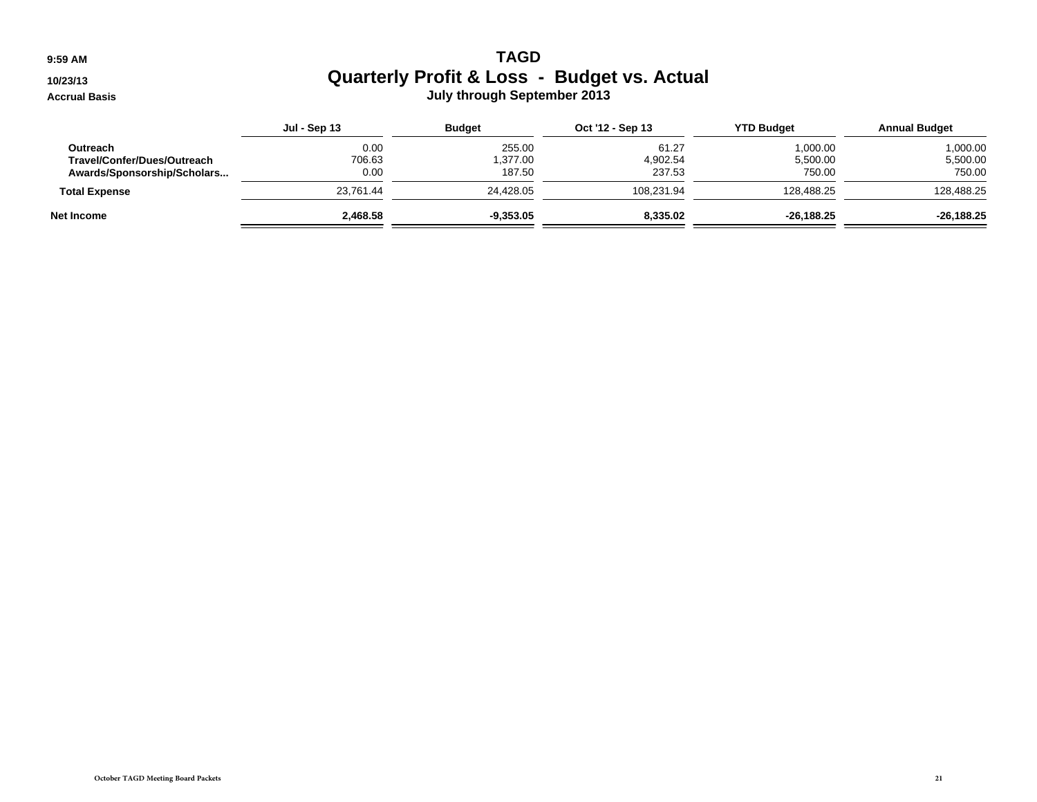9:59 AM

10/23/13

Accrual Basis

# TAGD
## Quarterly Profit & Loss - Budget vs. Actual
### July through September 2013

| | Jul - Sep 13 | Budget | Oct '12 - Sep 13 | YTD Budget | Annual Budget |
|---|---|---|---|---|---|
| Outreach | 0.00 | 255.00 | 61.27 | 1,000.00 | 1,000.00 |
| Travel/Confer/Dues/Outreach | 706.63 | 1,377.00 | 4,902.54 | 5,500.00 | 5,500.00 |
| Awards/Sponsorship/Scholars... | 0.00 | 187.50 | 237.53 | 750.00 | 750.00 |
| **Total Expense** | 23,761.44 | 24,428.05 | 108,231.94 | 128,488.25 | 128,488.25 |
| **Net Income** | **2,468.58** | **-9,353.05** | **8,335.02** | **-26,188.25** | **-26,188.25** |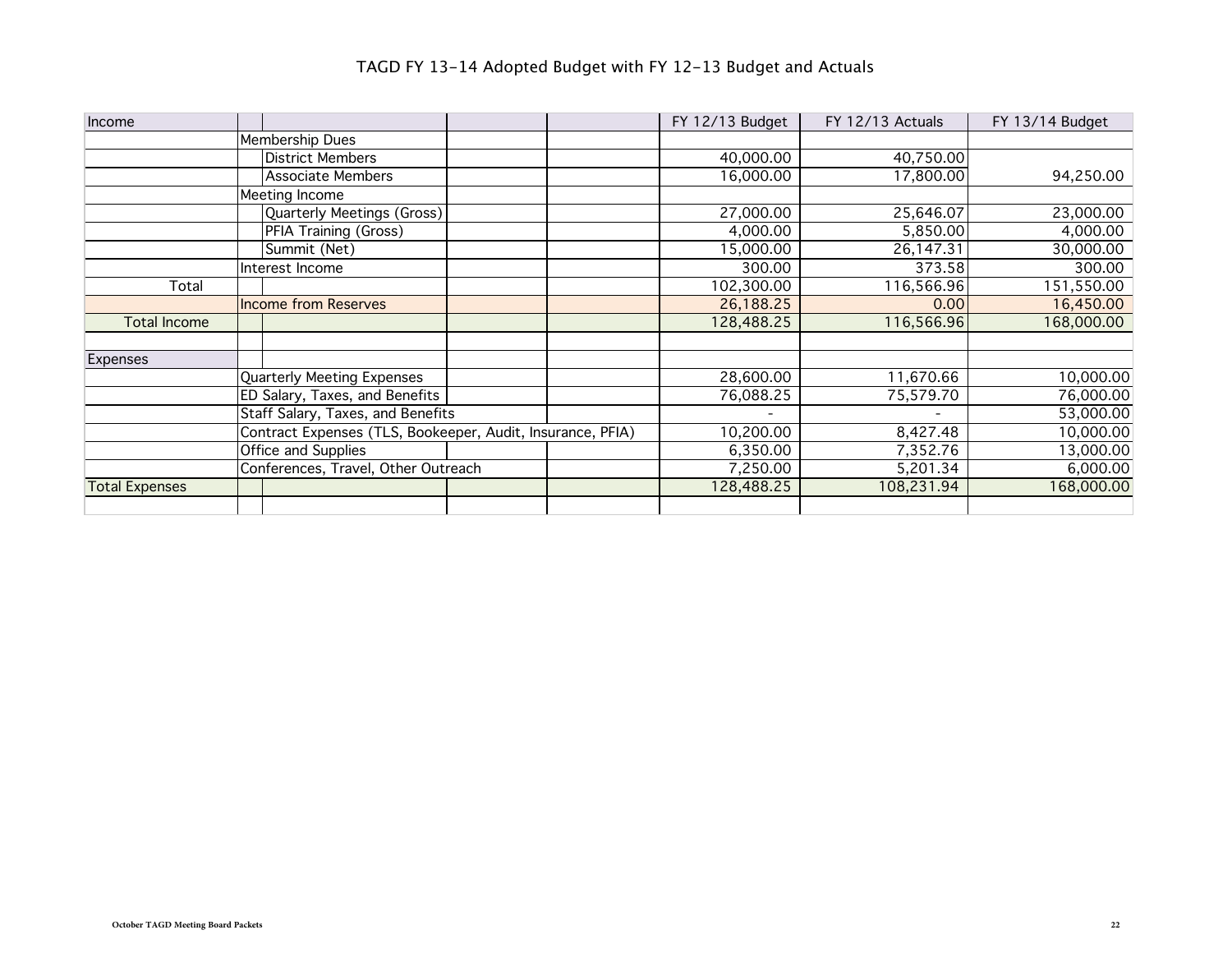# TAGD FY 13-14 Adopted Budget with FY 12-13 Budget and Actuals

| Income | | FY 12/13 Budget | FY 12/13 Actuals | FY 13/14 Budget |
|---|---|---|---|---|
| | Membership Dues | | | |
| | District Members | 40,000.00 | 40,750.00 | |
| | Associate Members | 16,000.00 | 17,800.00 | 94,250.00 |
| | Meeting Income | | | |
| | Quarterly Meetings (Gross) | 27,000.00 | 25,646.07 | 23,000.00 |
| | PFIA Training (Gross) | 4,000.00 | 5,850.00 | 4,000.00 |
| | Summit (Net) | 15,000.00 | 26,147.31 | 30,000.00 |
| | Interest Income | 300.00 | 373.58 | 300.00 |
| Total | | 102,300.00 | 116,566.96 | 151,550.00 |
| | Income from Reserves | 26,188.25 | 0.00 | 16,450.00 |
| Total Income | | 128,488.25 | 116,566.96 | 168,000.00 |
| | | | | |
| Expenses | | | | |
| | Quarterly Meeting Expenses | 28,600.00 | 11,670.66 | 10,000.00 |
| | ED Salary, Taxes, and Benefits | 76,088.25 | 75,579.70 | 76,000.00 |
| | Staff Salary, Taxes, and Benefits | - | - | 53,000.00 |
| | Contract Expenses (TLS, Bookeeper, Audit, Insurance, PFIA) | 10,200.00 | 8,427.48 | 10,000.00 |
| | Office and Supplies | 6,350.00 | 7,352.76 | 13,000.00 |
| | Conferences, Travel, Other Outreach | 7,250.00 | 5,201.34 | 6,000.00 |
| Total Expenses | | 128,488.25 | 108,231.94 | 168,000.00 |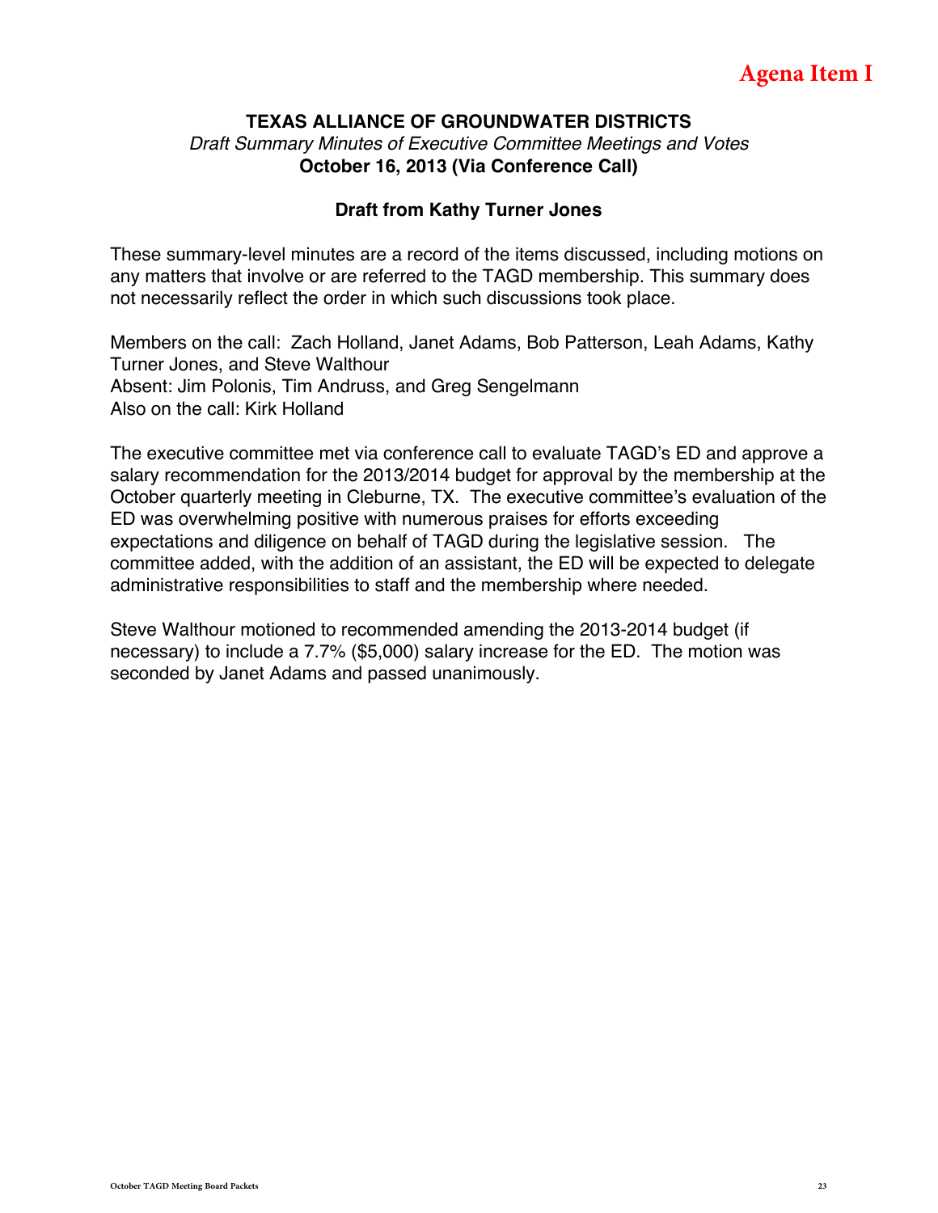Agena Item I

**TEXAS ALLIANCE OF GROUNDWATER DISTRICTS**
*Draft Summary Minutes of Executive Committee Meetings and Votes*
**October 16, 2013 (Via Conference Call)**

**Draft from Kathy Turner Jones**

These summary-level minutes are a record of the items discussed, including motions on any matters that involve or are referred to the TAGD membership. This summary does not necessarily reflect the order in which such discussions took place.

Members on the call: Zach Holland, Janet Adams, Bob Patterson, Leah Adams, Kathy Turner Jones, and Steve Walthour
Absent: Jim Polonis, Tim Andruss, and Greg Sengelmann
Also on the call: Kirk Holland

The executive committee met via conference call to evaluate TAGD's ED and approve a salary recommendation for the 2013/2014 budget for approval by the membership at the October quarterly meeting in Cleburne, TX. The executive committee's evaluation of the ED was overwhelming positive with numerous praises for efforts exceeding expectations and diligence on behalf of TAGD during the legislative session. The committee added, with the addition of an assistant, the ED will be expected to delegate administrative responsibilities to staff and the membership where needed.

Steve Walthour motioned to recommended amending the 2013-2014 budget (if necessary) to include a 7.7% ($5,000) salary increase for the ED. The motion was seconded by Janet Adams and passed unanimously.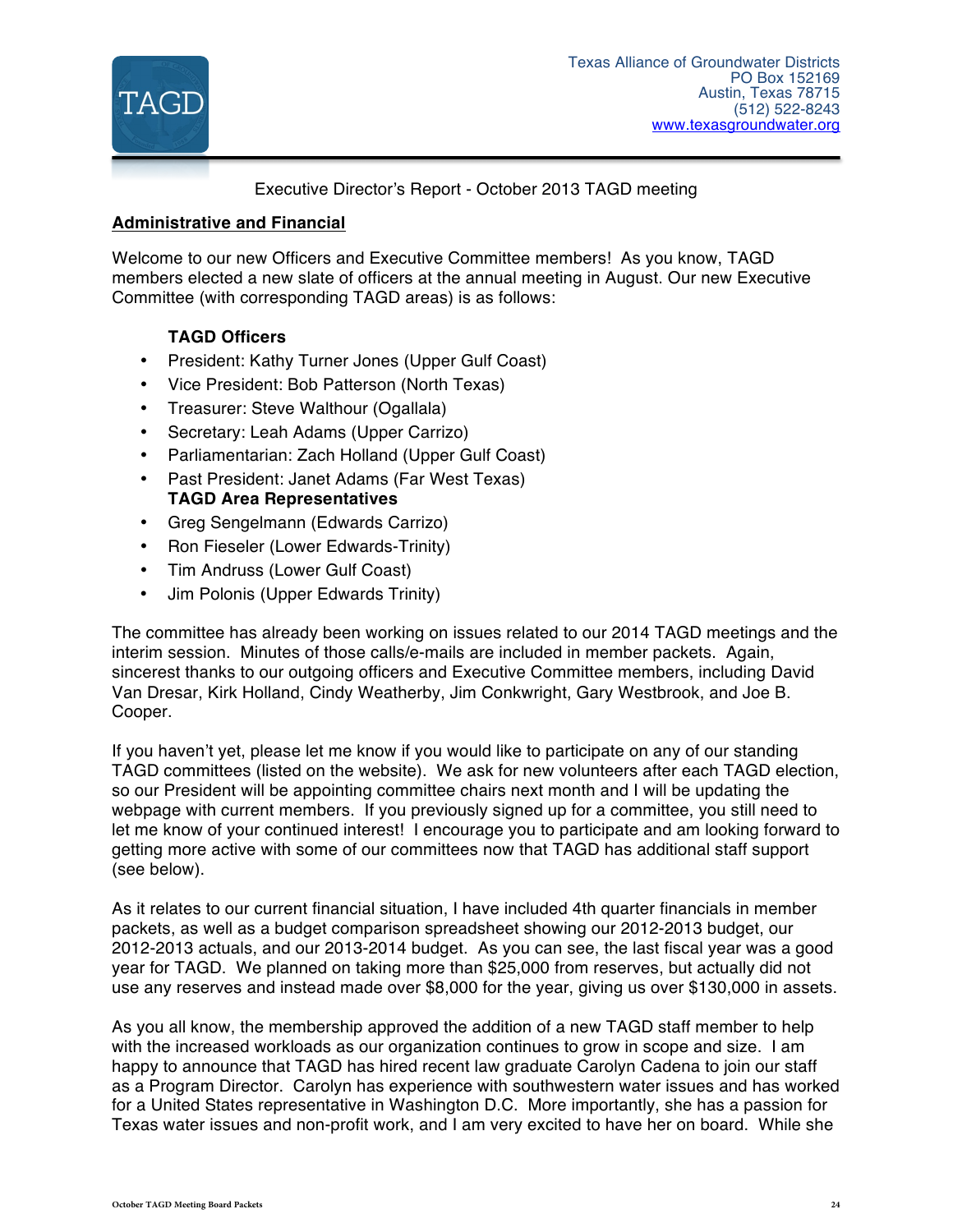Texas Alliance of Groundwater Districts
PO Box 152169
Austin, Texas 78715
(512) 522-8243
www.texasgroundwater.org

Executive Director's Report - October 2013 TAGD meeting

## Administrative and Financial

Welcome to our new Officers and Executive Committee members! As you know, TAGD members elected a new slate of officers at the annual meeting in August. Our new Executive Committee (with corresponding TAGD areas) is as follows:

**TAGD Officers**

- President: Kathy Turner Jones (Upper Gulf Coast)
- Vice President: Bob Patterson (North Texas)
- Treasurer: Steve Walthour (Ogallala)
- Secretary: Leah Adams (Upper Carrizo)
- Parliamentarian: Zach Holland (Upper Gulf Coast)
- Past President: Janet Adams (Far West Texas)

**TAGD Area Representatives**

- Greg Sengelmann (Edwards Carrizo)
- Ron Fieseler (Lower Edwards-Trinity)
- Tim Andruss (Lower Gulf Coast)
- Jim Polonis (Upper Edwards Trinity)

The committee has already been working on issues related to our 2014 TAGD meetings and the interim session. Minutes of those calls/e-mails are included in member packets. Again, sincerest thanks to our outgoing officers and Executive Committee members, including David Van Dresar, Kirk Holland, Cindy Weatherby, Jim Conkwright, Gary Westbrook, and Joe B. Cooper.

If you haven't yet, please let me know if you would like to participate on any of our standing TAGD committees (listed on the website). We ask for new volunteers after each TAGD election, so our President will be appointing committee chairs next month and I will be updating the webpage with current members. If you previously signed up for a committee, you still need to let me know of your continued interest! I encourage you to participate and am looking forward to getting more active with some of our committees now that TAGD has additional staff support (see below).

As it relates to our current financial situation, I have included 4th quarter financials in member packets, as well as a budget comparison spreadsheet showing our 2012-2013 budget, our 2012-2013 actuals, and our 2013-2014 budget. As you can see, the last fiscal year was a good year for TAGD. We planned on taking more than $25,000 from reserves, but actually did not use any reserves and instead made over $8,000 for the year, giving us over $130,000 in assets.

As you all know, the membership approved the addition of a new TAGD staff member to help with the increased workloads as our organization continues to grow in scope and size. I am happy to announce that TAGD has hired recent law graduate Carolyn Cadena to join our staff as a Program Director. Carolyn has experience with southwestern water issues and has worked for a United States representative in Washington D.C. More importantly, she has a passion for Texas water issues and non-profit work, and I am very excited to have her on board. While she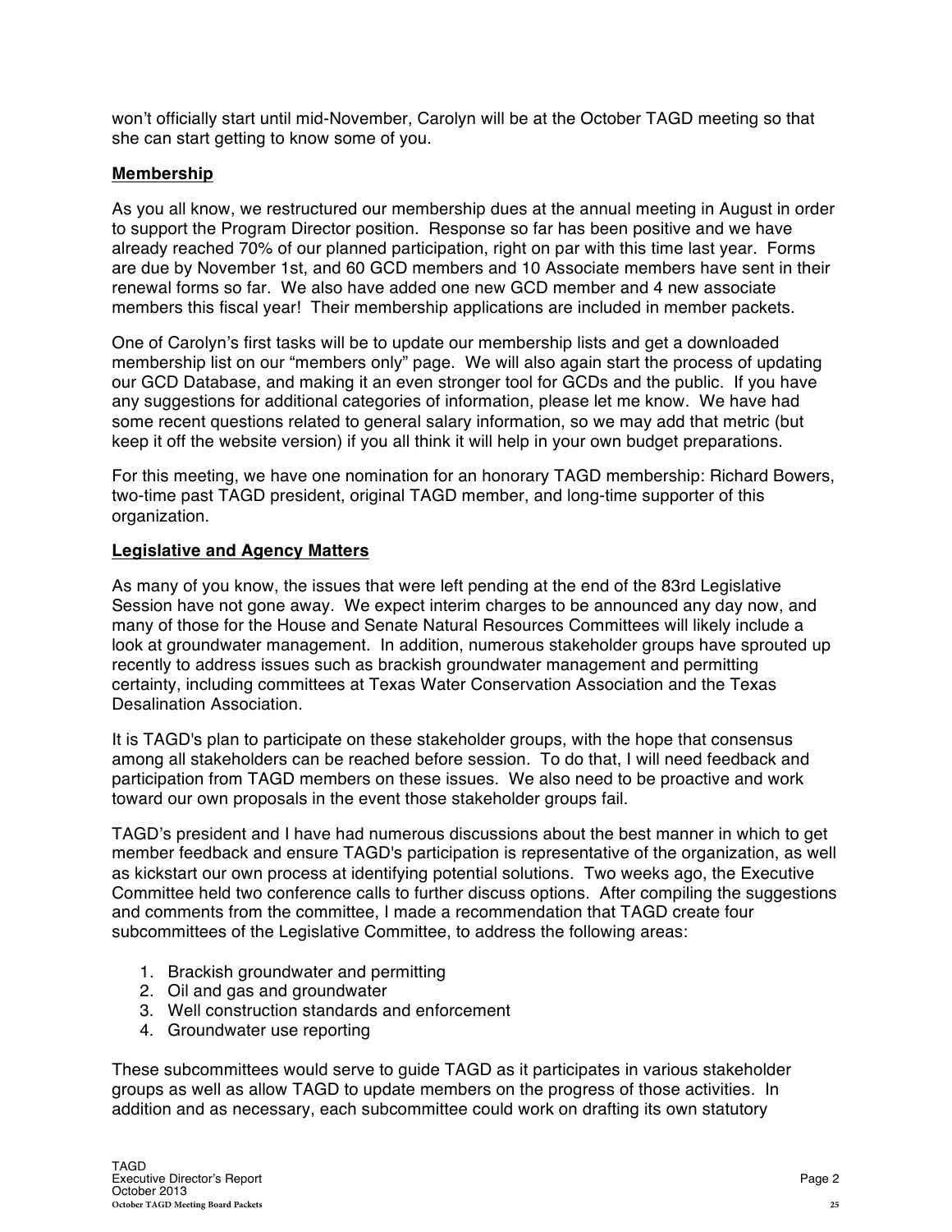won't officially start until mid-November, Carolyn will be at the October TAGD meeting so that she can start getting to know some of you.

## Membership

As you all know, we restructured our membership dues at the annual meeting in August in order to support the Program Director position. Response so far has been positive and we have already reached 70% of our planned participation, right on par with this time last year. Forms are due by November 1st, and 60 GCD members and 10 Associate members have sent in their renewal forms so far. We also have added one new GCD member and 4 new associate members this fiscal year! Their membership applications are included in member packets.

One of Carolyn's first tasks will be to update our membership lists and get a downloaded membership list on our "members only" page. We will also again start the process of updating our GCD Database, and making it an even stronger tool for GCDs and the public. If you have any suggestions for additional categories of information, please let me know. We have had some recent questions related to general salary information, so we may add that metric (but keep it off the website version) if you all think it will help in your own budget preparations.

For this meeting, we have one nomination for an honorary TAGD membership: Richard Bowers, two-time past TAGD president, original TAGD member, and long-time supporter of this organization.

## Legislative and Agency Matters

As many of you know, the issues that were left pending at the end of the 83rd Legislative Session have not gone away. We expect interim charges to be announced any day now, and many of those for the House and Senate Natural Resources Committees will likely include a look at groundwater management. In addition, numerous stakeholder groups have sprouted up recently to address issues such as brackish groundwater management and permitting certainty, including committees at Texas Water Conservation Association and the Texas Desalination Association.

It is TAGD's plan to participate on these stakeholder groups, with the hope that consensus among all stakeholders can be reached before session. To do that, I will need feedback and participation from TAGD members on these issues. We also need to be proactive and work toward our own proposals in the event those stakeholder groups fail.

TAGD's president and I have had numerous discussions about the best manner in which to get member feedback and ensure TAGD's participation is representative of the organization, as well as kickstart our own process at identifying potential solutions. Two weeks ago, the Executive Committee held two conference calls to further discuss options. After compiling the suggestions and comments from the committee, I made a recommendation that TAGD create four subcommittees of the Legislative Committee, to address the following areas:

1. Brackish groundwater and permitting
2. Oil and gas and groundwater
3. Well construction standards and enforcement
4. Groundwater use reporting

These subcommittees would serve to guide TAGD as it participates in various stakeholder groups as well as allow TAGD to update members on the progress of those activities. In addition and as necessary, each subcommittee could work on drafting its own statutory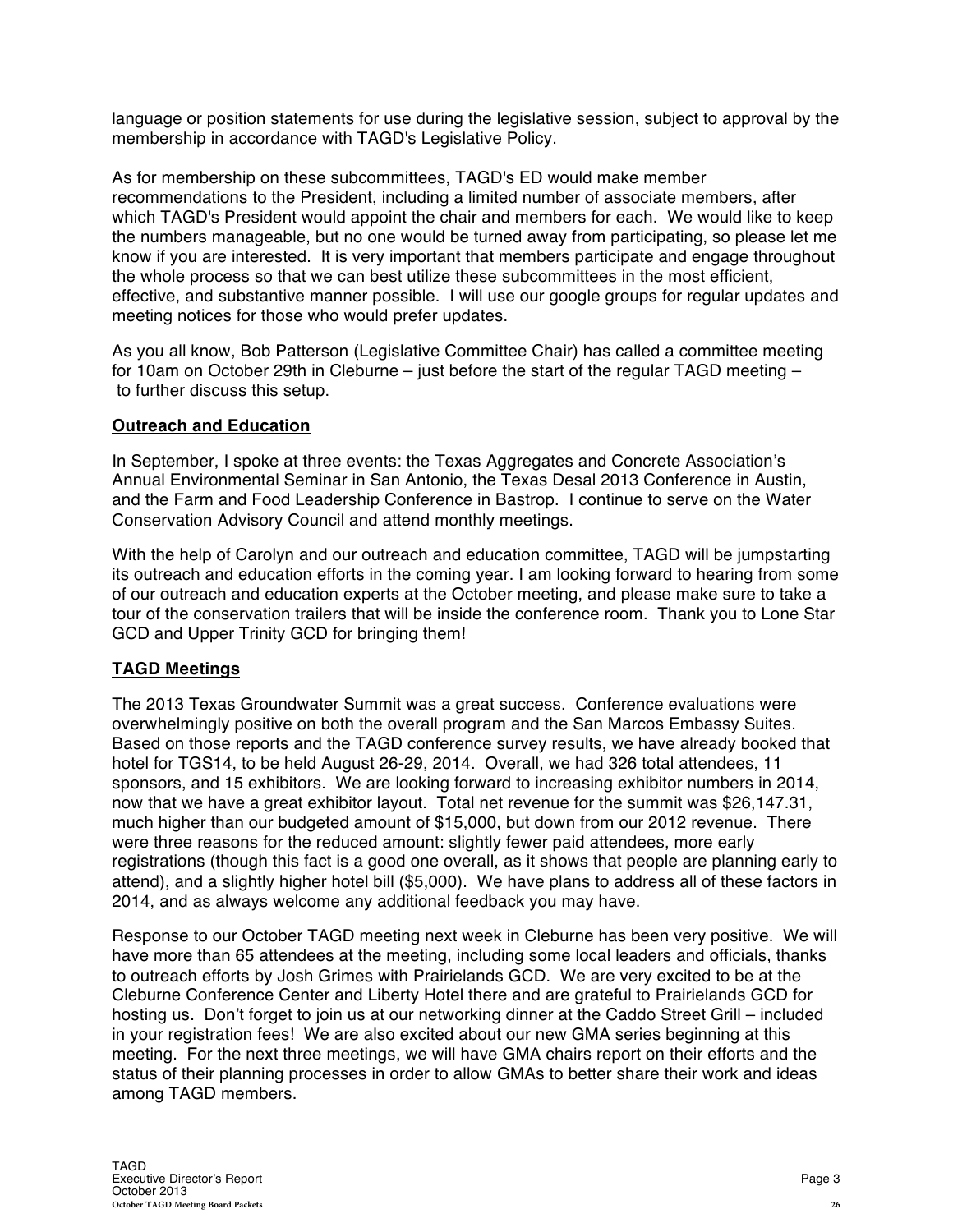language or position statements for use during the legislative session, subject to approval by the membership in accordance with TAGD's Legislative Policy.

As for membership on these subcommittees, TAGD's ED would make member recommendations to the President, including a limited number of associate members, after which TAGD's President would appoint the chair and members for each. We would like to keep the numbers manageable, but no one would be turned away from participating, so please let me know if you are interested. It is very important that members participate and engage throughout the whole process so that we can best utilize these subcommittees in the most efficient, effective, and substantive manner possible. I will use our google groups for regular updates and meeting notices for those who would prefer updates.

As you all know, Bob Patterson (Legislative Committee Chair) has called a committee meeting for 10am on October 29th in Cleburne – just before the start of the regular TAGD meeting – to further discuss this setup.

**Outreach and Education**

In September, I spoke at three events: the Texas Aggregates and Concrete Association's Annual Environmental Seminar in San Antonio, the Texas Desal 2013 Conference in Austin, and the Farm and Food Leadership Conference in Bastrop. I continue to serve on the Water Conservation Advisory Council and attend monthly meetings.

With the help of Carolyn and our outreach and education committee, TAGD will be jumpstarting its outreach and education efforts in the coming year. I am looking forward to hearing from some of our outreach and education experts at the October meeting, and please make sure to take a tour of the conservation trailers that will be inside the conference room. Thank you to Lone Star GCD and Upper Trinity GCD for bringing them!

**TAGD Meetings**

The 2013 Texas Groundwater Summit was a great success. Conference evaluations were overwhelmingly positive on both the overall program and the San Marcos Embassy Suites. Based on those reports and the TAGD conference survey results, we have already booked that hotel for TGS14, to be held August 26-29, 2014. Overall, we had 326 total attendees, 11 sponsors, and 15 exhibitors. We are looking forward to increasing exhibitor numbers in 2014, now that we have a great exhibitor layout. Total net revenue for the summit was $26,147.31, much higher than our budgeted amount of $15,000, but down from our 2012 revenue. There were three reasons for the reduced amount: slightly fewer paid attendees, more early registrations (though this fact is a good one overall, as it shows that people are planning early to attend), and a slightly higher hotel bill ($5,000). We have plans to address all of these factors in 2014, and as always welcome any additional feedback you may have.

Response to our October TAGD meeting next week in Cleburne has been very positive. We will have more than 65 attendees at the meeting, including some local leaders and officials, thanks to outreach efforts by Josh Grimes with Prairielands GCD. We are very excited to be at the Cleburne Conference Center and Liberty Hotel there and are grateful to Prairielands GCD for hosting us. Don't forget to join us at our networking dinner at the Caddo Street Grill – included in your registration fees! We are also excited about our new GMA series beginning at this meeting. For the next three meetings, we will have GMA chairs report on their efforts and the status of their planning processes in order to allow GMAs to better share their work and ideas among TAGD members.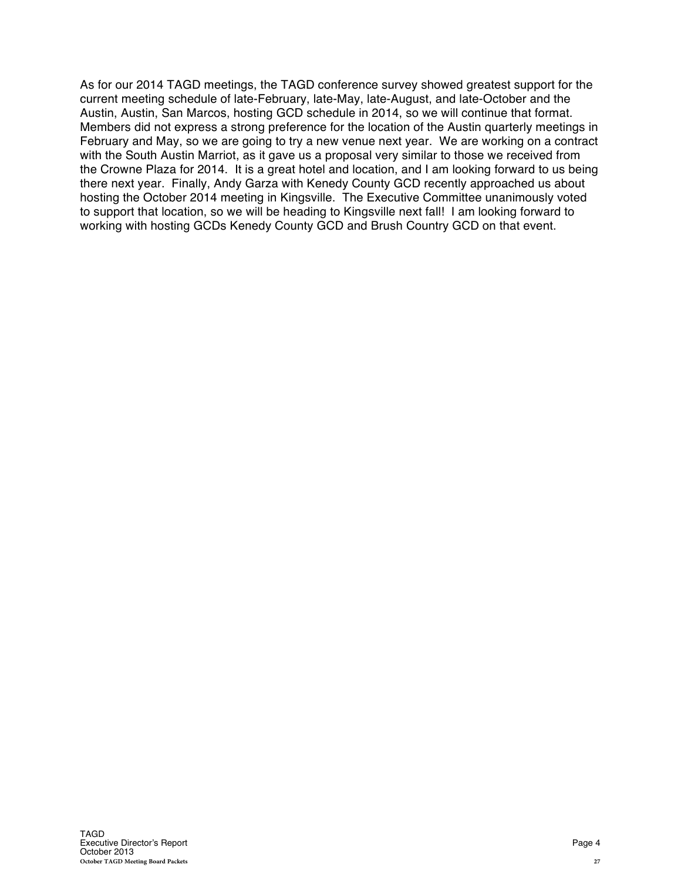As for our 2014 TAGD meetings, the TAGD conference survey showed greatest support for the current meeting schedule of late-February, late-May, late-August, and late-October and the Austin, Austin, San Marcos, hosting GCD schedule in 2014, so we will continue that format. Members did not express a strong preference for the location of the Austin quarterly meetings in February and May, so we are going to try a new venue next year. We are working on a contract with the South Austin Marriot, as it gave us a proposal very similar to those we received from the Crowne Plaza for 2014. It is a great hotel and location, and I am looking forward to us being there next year. Finally, Andy Garza with Kenedy County GCD recently approached us about hosting the October 2014 meeting in Kingsville. The Executive Committee unanimously voted to support that location, so we will be heading to Kingsville next fall! I am looking forward to working with hosting GCDs Kenedy County GCD and Brush Country GCD on that event.